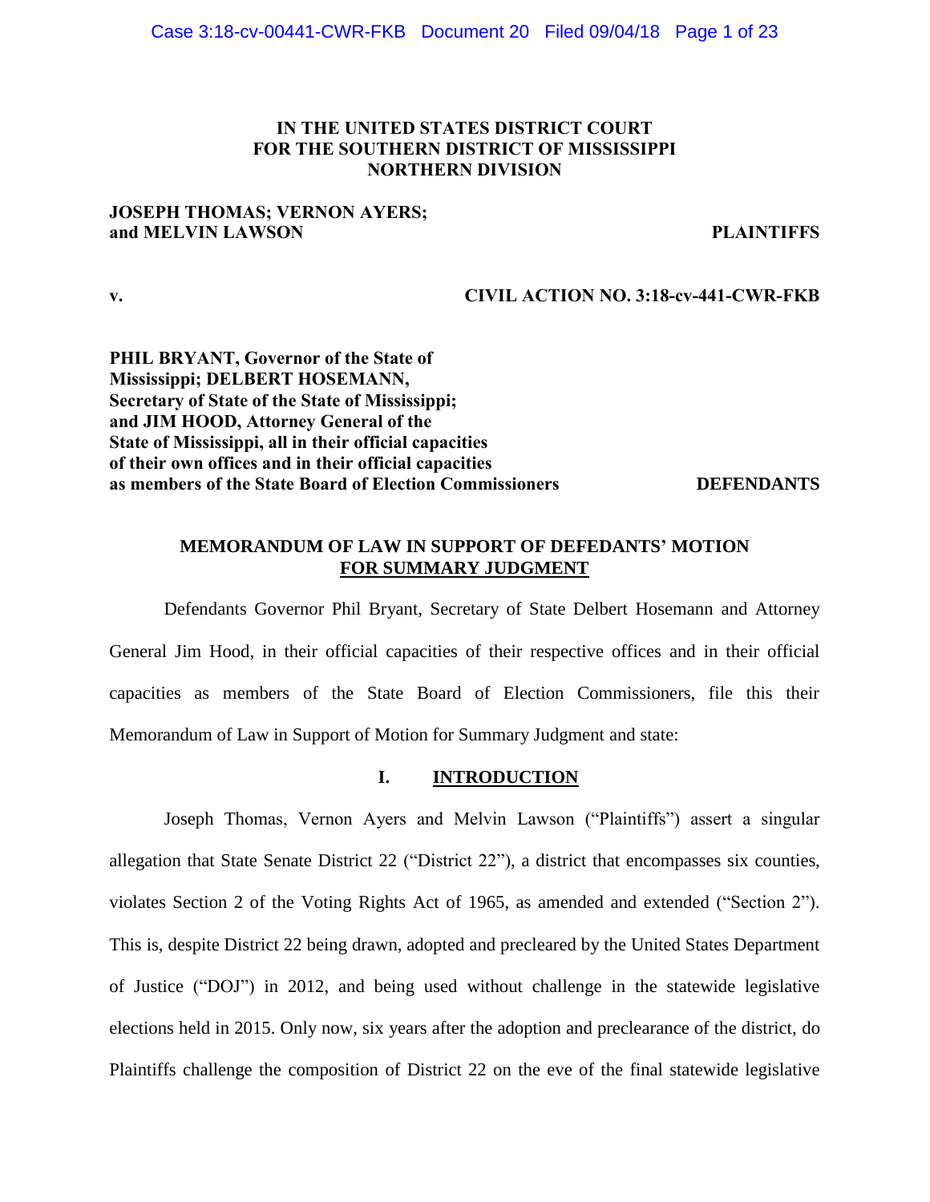**IN THE UNITED STATES DISTRICT COURT**
**FOR THE SOUTHERN DISTRICT OF MISSISSIPPI**
**NORTHERN DIVISION**

**JOSEPH THOMAS; VERNON AYERS; and MELVIN LAWSON** — **PLAINTIFFS**

**v.** — **CIVIL ACTION NO. 3:18-cv-441-CWR-FKB**

**PHIL BRYANT, Governor of the State of Mississippi; DELBERT HOSEMANN, Secretary of State of the State of Mississippi; and JIM HOOD, Attorney General of the State of Mississippi, all in their official capacities of their own offices and in their official capacities as members of the State Board of Election Commissioners** — **DEFENDANTS**

**MEMORANDUM OF LAW IN SUPPORT OF DEFENDANTS' MOTION FOR SUMMARY JUDGMENT**

Defendants Governor Phil Bryant, Secretary of State Delbert Hosemann and Attorney General Jim Hood, in their official capacities of their respective offices and in their official capacities as members of the State Board of Election Commissioners, file this their Memorandum of Law in Support of Motion for Summary Judgment and state:

## I. INTRODUCTION

Joseph Thomas, Vernon Ayers and Melvin Lawson ("Plaintiffs") assert a singular allegation that State Senate District 22 ("District 22"), a district that encompasses six counties, violates Section 2 of the Voting Rights Act of 1965, as amended and extended ("Section 2"). This is, despite District 22 being drawn, adopted and precleared by the United States Department of Justice ("DOJ") in 2012, and being used without challenge in the statewide legislative elections held in 2015. Only now, six years after the adoption and preclearance of the district, do Plaintiffs challenge the composition of District 22 on the eve of the final statewide legislative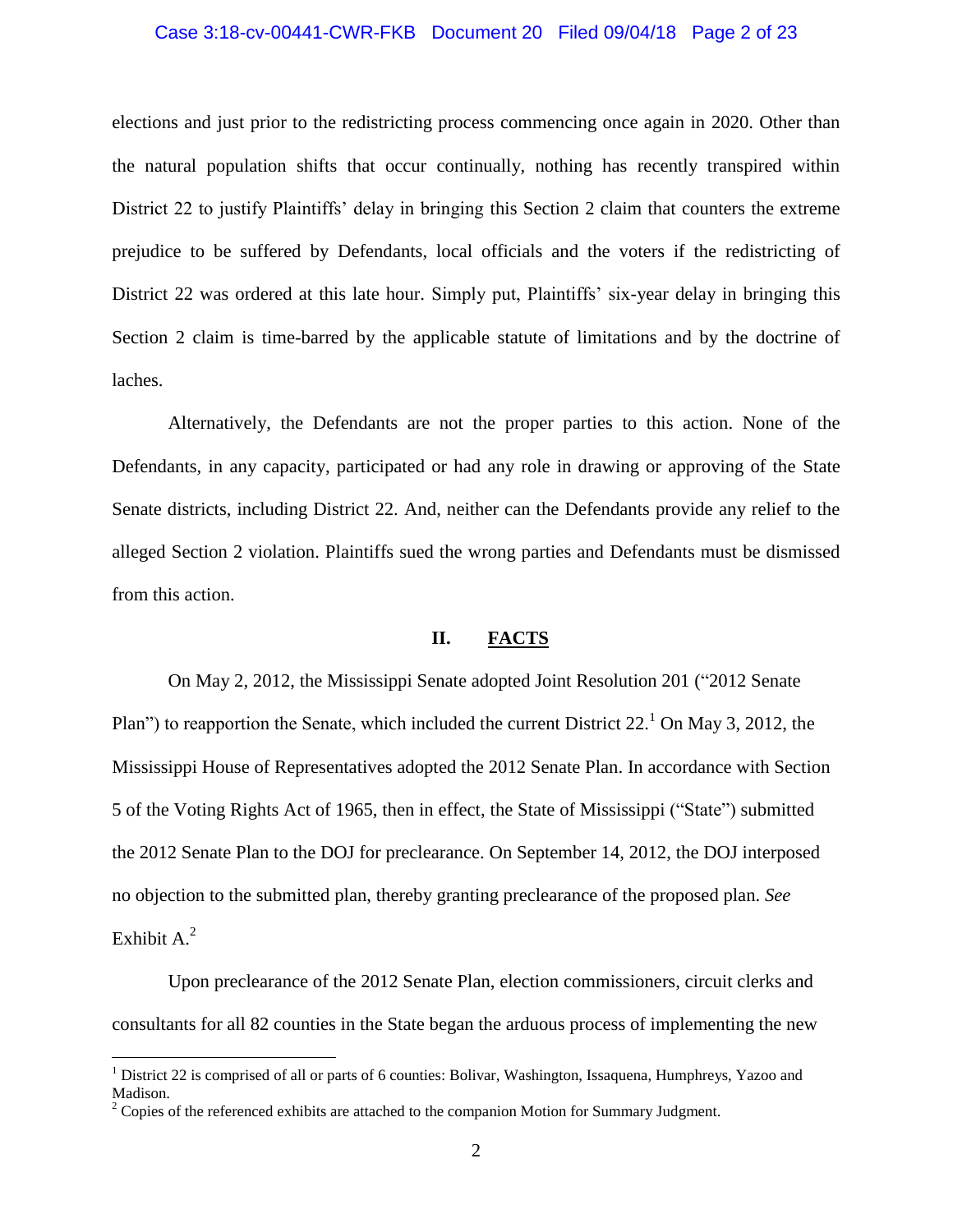elections and just prior to the redistricting process commencing once again in 2020. Other than the natural population shifts that occur continually, nothing has recently transpired within District 22 to justify Plaintiffs' delay in bringing this Section 2 claim that counters the extreme prejudice to be suffered by Defendants, local officials and the voters if the redistricting of District 22 was ordered at this late hour. Simply put, Plaintiffs' six-year delay in bringing this Section 2 claim is time-barred by the applicable statute of limitations and by the doctrine of laches.

Alternatively, the Defendants are not the proper parties to this action. None of the Defendants, in any capacity, participated or had any role in drawing or approving of the State Senate districts, including District 22. And, neither can the Defendants provide any relief to the alleged Section 2 violation. Plaintiffs sued the wrong parties and Defendants must be dismissed from this action.

## II. FACTS

On May 2, 2012, the Mississippi Senate adopted Joint Resolution 201 ("2012 Senate Plan") to reapportion the Senate, which included the current District 22.[1] On May 3, 2012, the Mississippi House of Representatives adopted the 2012 Senate Plan. In accordance with Section 5 of the Voting Rights Act of 1965, then in effect, the State of Mississippi ("State") submitted the 2012 Senate Plan to the DOJ for preclearance. On September 14, 2012, the DOJ interposed no objection to the submitted plan, thereby granting preclearance of the proposed plan. *See* Exhibit A.[2]

Upon preclearance of the 2012 Senate Plan, election commissioners, circuit clerks and consultants for all 82 counties in the State began the arduous process of implementing the new

---

[1] District 22 is comprised of all or parts of 6 counties: Bolivar, Washington, Issaquena, Humphreys, Yazoo and Madison.

[2] Copies of the referenced exhibits are attached to the companion Motion for Summary Judgment.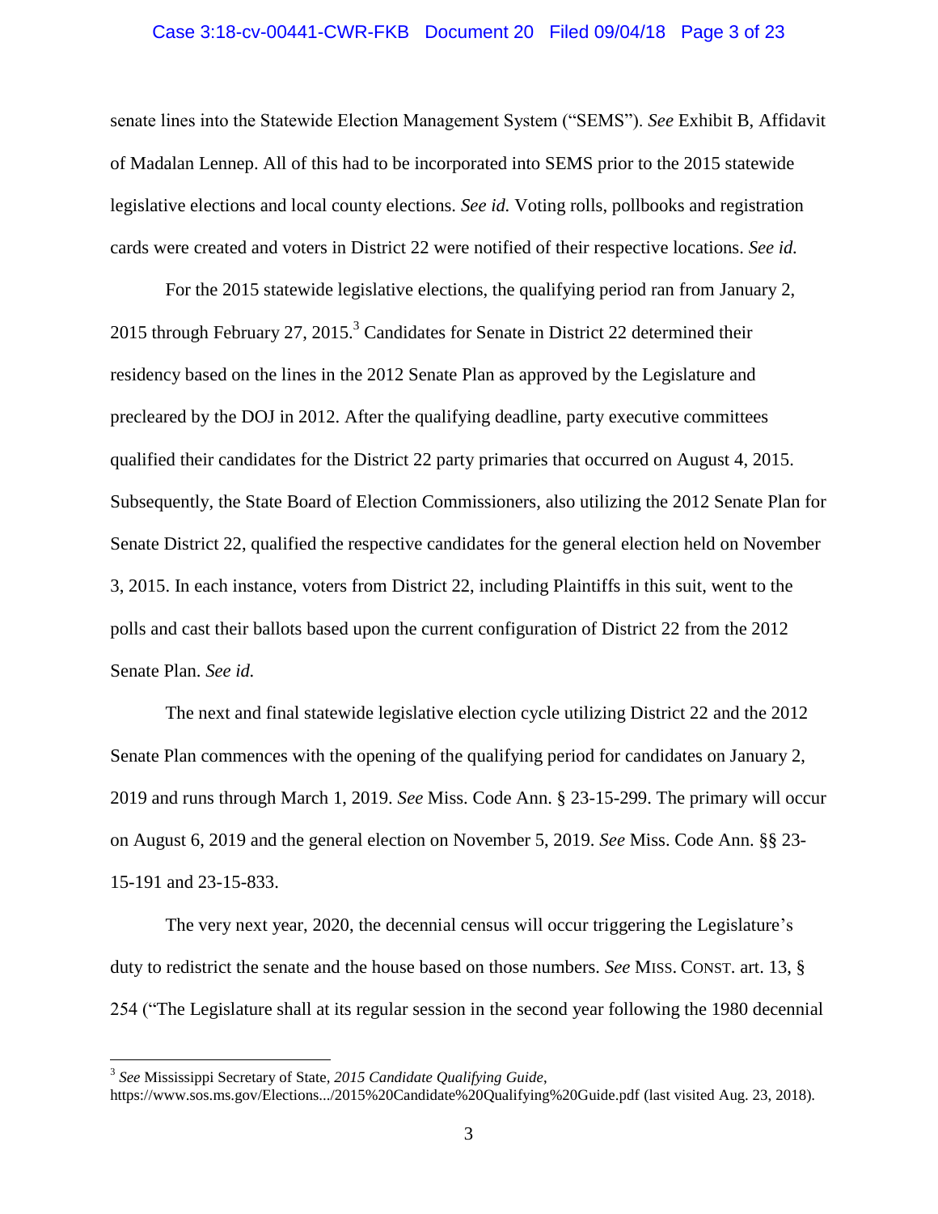senate lines into the Statewide Election Management System ("SEMS"). *See* Exhibit B, Affidavit of Madalan Lennep. All of this had to be incorporated into SEMS prior to the 2015 statewide legislative elections and local county elections. *See id.* Voting rolls, pollbooks and registration cards were created and voters in District 22 were notified of their respective locations. *See id.*

For the 2015 statewide legislative elections, the qualifying period ran from January 2, 2015 through February 27, 2015.[3] Candidates for Senate in District 22 determined their residency based on the lines in the 2012 Senate Plan as approved by the Legislature and precleared by the DOJ in 2012. After the qualifying deadline, party executive committees qualified their candidates for the District 22 party primaries that occurred on August 4, 2015. Subsequently, the State Board of Election Commissioners, also utilizing the 2012 Senate Plan for Senate District 22, qualified the respective candidates for the general election held on November 3, 2015. In each instance, voters from District 22, including Plaintiffs in this suit, went to the polls and cast their ballots based upon the current configuration of District 22 from the 2012 Senate Plan. *See id.*

The next and final statewide legislative election cycle utilizing District 22 and the 2012 Senate Plan commences with the opening of the qualifying period for candidates on January 2, 2019 and runs through March 1, 2019. *See* Miss. Code Ann. § 23-15-299. The primary will occur on August 6, 2019 and the general election on November 5, 2019. *See* Miss. Code Ann. §§ 23-15-191 and 23-15-833.

The very next year, 2020, the decennial census will occur triggering the Legislature's duty to redistrict the senate and the house based on those numbers. *See* MISS. CONST. art. 13, § 254 ("The Legislature shall at its regular session in the second year following the 1980 decennial

---

[3] *See* Mississippi Secretary of State, *2015 Candidate Qualifying Guide*, https://www.sos.ms.gov/Elections.../2015%20Candidate%20Qualifying%20Guide.pdf (last visited Aug. 23, 2018).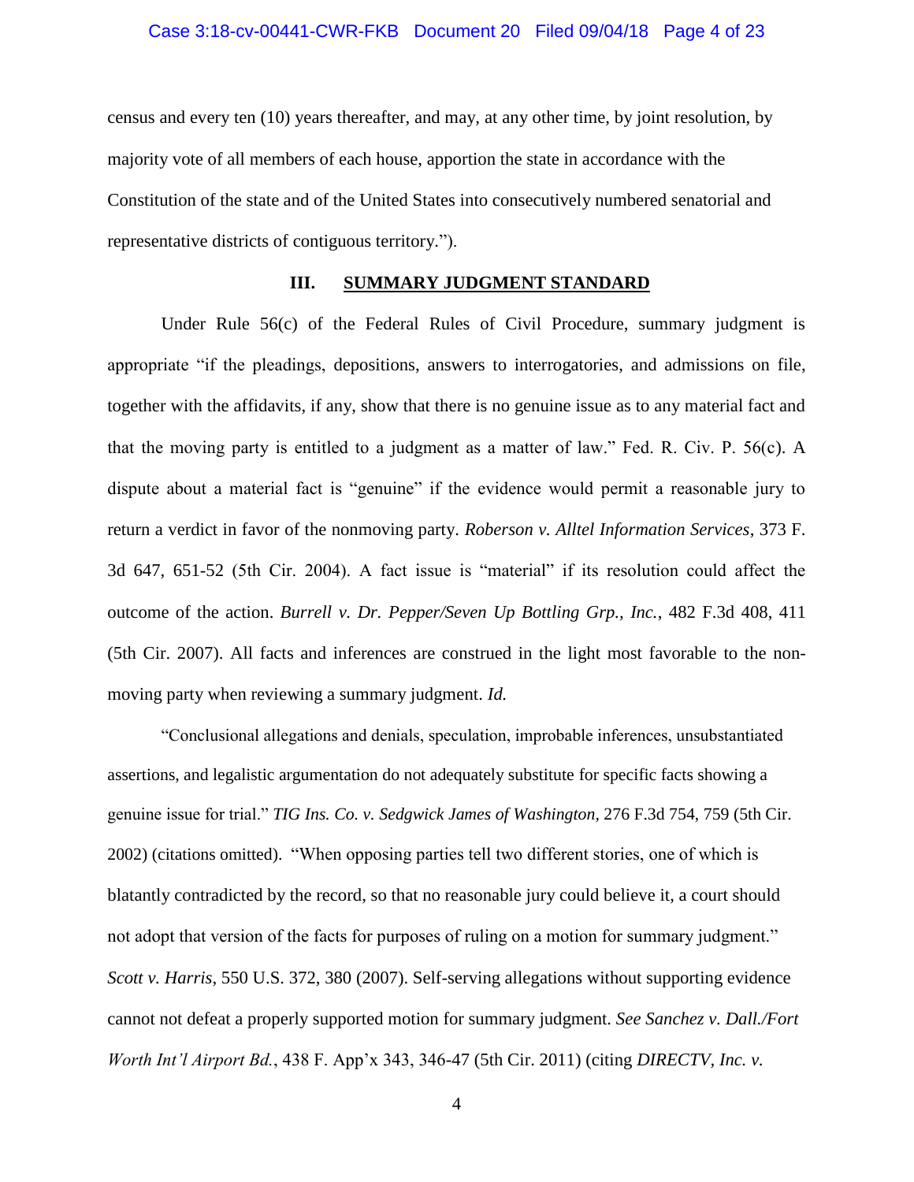census and every ten (10) years thereafter, and may, at any other time, by joint resolution, by majority vote of all members of each house, apportion the state in accordance with the Constitution of the state and of the United States into consecutively numbered senatorial and representative districts of contiguous territory.").

## III. SUMMARY JUDGMENT STANDARD

Under Rule 56(c) of the Federal Rules of Civil Procedure, summary judgment is appropriate "if the pleadings, depositions, answers to interrogatories, and admissions on file, together with the affidavits, if any, show that there is no genuine issue as to any material fact and that the moving party is entitled to a judgment as a matter of law." Fed. R. Civ. P. 56(c). A dispute about a material fact is "genuine" if the evidence would permit a reasonable jury to return a verdict in favor of the nonmoving party. *Roberson v. Alltel Information Services*, 373 F. 3d 647, 651-52 (5th Cir. 2004). A fact issue is "material" if its resolution could affect the outcome of the action. *Burrell v. Dr. Pepper/Seven Up Bottling Grp., Inc.*, 482 F.3d 408, 411 (5th Cir. 2007). All facts and inferences are construed in the light most favorable to the non-moving party when reviewing a summary judgment. *Id.*

"Conclusional allegations and denials, speculation, improbable inferences, unsubstantiated assertions, and legalistic argumentation do not adequately substitute for specific facts showing a genuine issue for trial." *TIG Ins. Co. v. Sedgwick James of Washington*, 276 F.3d 754, 759 (5th Cir. 2002) (citations omitted). "When opposing parties tell two different stories, one of which is blatantly contradicted by the record, so that no reasonable jury could believe it, a court should not adopt that version of the facts for purposes of ruling on a motion for summary judgment." *Scott v. Harris*, 550 U.S. 372, 380 (2007). Self-serving allegations without supporting evidence cannot not defeat a properly supported motion for summary judgment. *See Sanchez v. Dall./Fort Worth Int'l Airport Bd.*, 438 F. App'x 343, 346-47 (5th Cir. 2011) (citing *DIRECTV, Inc. v.*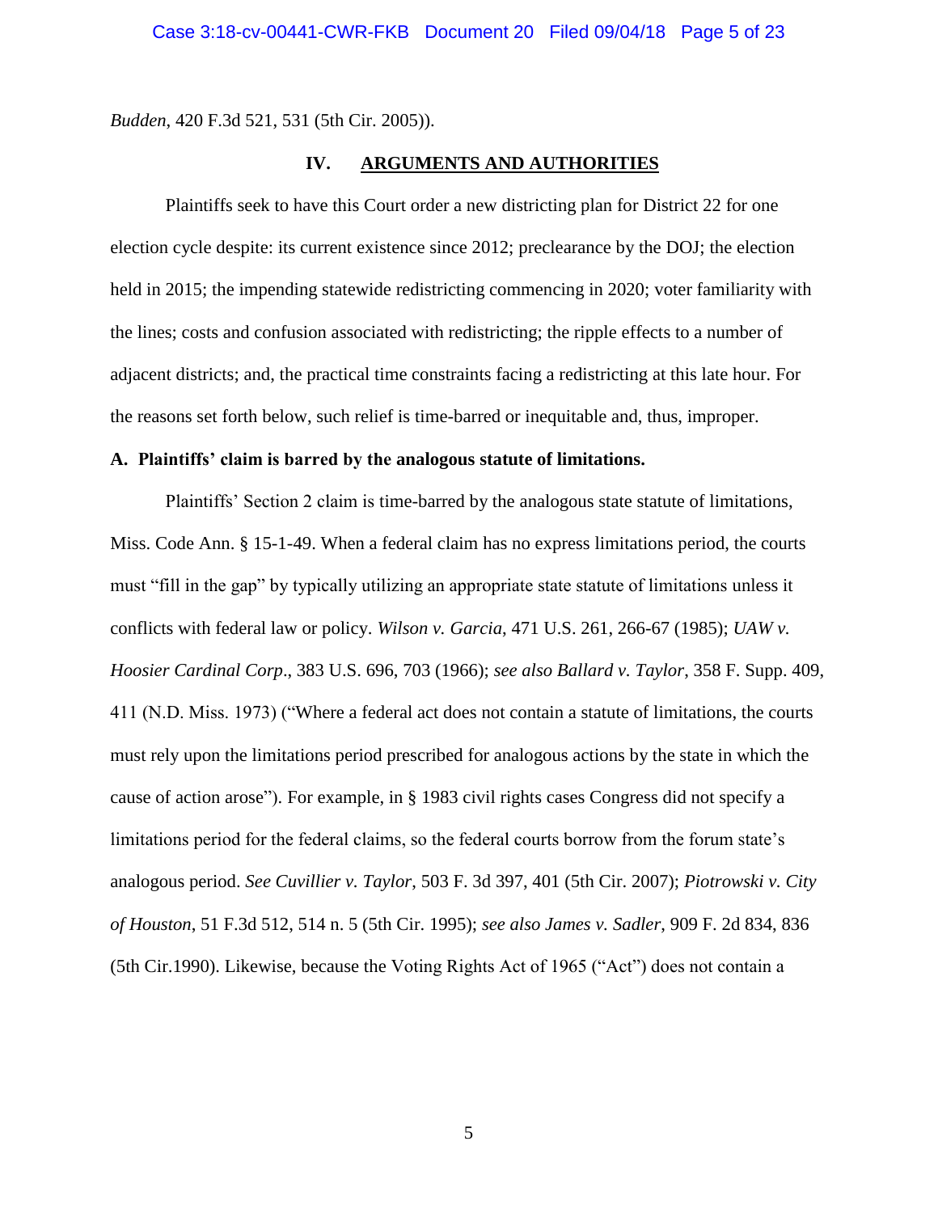*Budden*, 420 F.3d 521, 531 (5th Cir. 2005)).

## IV. ARGUMENTS AND AUTHORITIES

Plaintiffs seek to have this Court order a new districting plan for District 22 for one election cycle despite: its current existence since 2012; preclearance by the DOJ; the election held in 2015; the impending statewide redistricting commencing in 2020; voter familiarity with the lines; costs and confusion associated with redistricting; the ripple effects to a number of adjacent districts; and, the practical time constraints facing a redistricting at this late hour. For the reasons set forth below, such relief is time-barred or inequitable and, thus, improper.

### A. Plaintiffs' claim is barred by the analogous statute of limitations.

Plaintiffs' Section 2 claim is time-barred by the analogous state statute of limitations, Miss. Code Ann. § 15-1-49. When a federal claim has no express limitations period, the courts must "fill in the gap" by typically utilizing an appropriate state statute of limitations unless it conflicts with federal law or policy. *Wilson v. Garcia*, 471 U.S. 261, 266-67 (1985); *UAW v. Hoosier Cardinal Corp*., 383 U.S. 696, 703 (1966); *see also Ballard v. Taylor*, 358 F. Supp. 409, 411 (N.D. Miss. 1973) ("Where a federal act does not contain a statute of limitations, the courts must rely upon the limitations period prescribed for analogous actions by the state in which the cause of action arose"). For example, in § 1983 civil rights cases Congress did not specify a limitations period for the federal claims, so the federal courts borrow from the forum state's analogous period. *See Cuvillier v. Taylor*, 503 F. 3d 397, 401 (5th Cir. 2007); *Piotrowski v. City of Houston*, 51 F.3d 512, 514 n. 5 (5th Cir. 1995); *see also James v. Sadler*, 909 F. 2d 834, 836 (5th Cir.1990). Likewise, because the Voting Rights Act of 1965 ("Act") does not contain a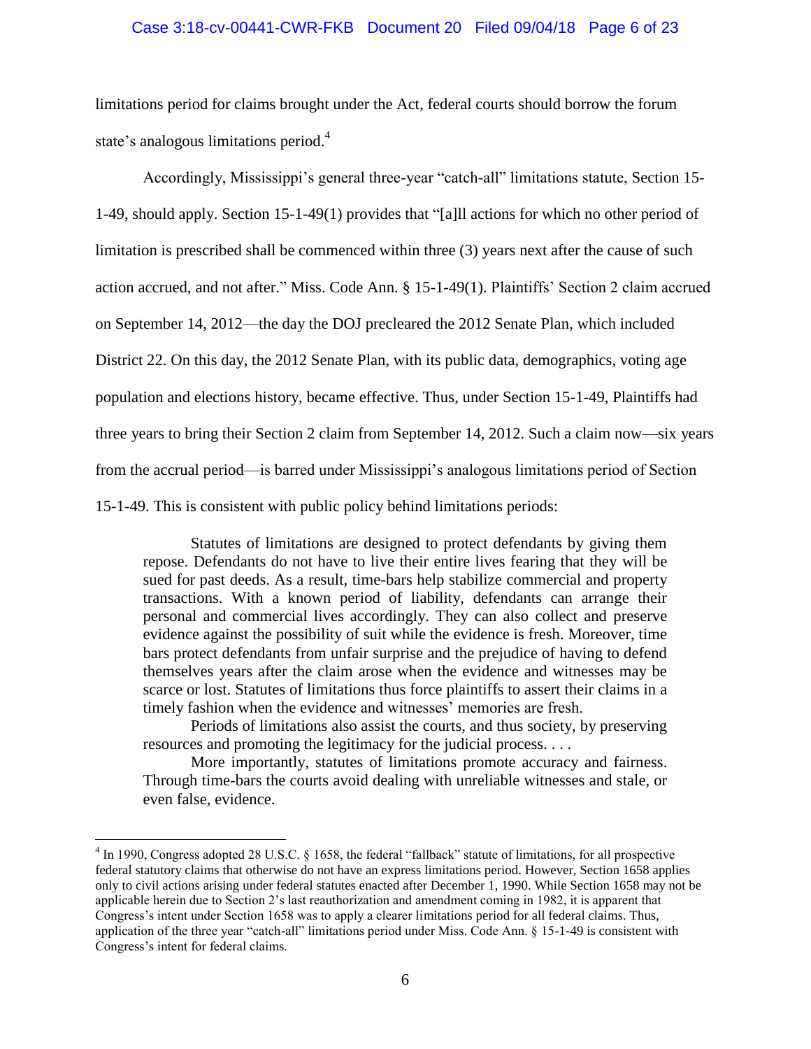limitations period for claims brought under the Act, federal courts should borrow the forum state's analogous limitations period.[4]

Accordingly, Mississippi's general three-year "catch-all" limitations statute, Section 15-1-49, should apply. Section 15-1-49(1) provides that "[a]ll actions for which no other period of limitation is prescribed shall be commenced within three (3) years next after the cause of such action accrued, and not after." Miss. Code Ann. § 15-1-49(1). Plaintiffs' Section 2 claim accrued on September 14, 2012—the day the DOJ precleared the 2012 Senate Plan, which included District 22. On this day, the 2012 Senate Plan, with its public data, demographics, voting age population and elections history, became effective. Thus, under Section 15-1-49, Plaintiffs had three years to bring their Section 2 claim from September 14, 2012. Such a claim now—six years from the accrual period—is barred under Mississippi's analogous limitations period of Section 15-1-49. This is consistent with public policy behind limitations periods:

> Statutes of limitations are designed to protect defendants by giving them repose. Defendants do not have to live their entire lives fearing that they will be sued for past deeds. As a result, time-bars help stabilize commercial and property transactions. With a known period of liability, defendants can arrange their personal and commercial lives accordingly. They can also collect and preserve evidence against the possibility of suit while the evidence is fresh. Moreover, time bars protect defendants from unfair surprise and the prejudice of having to defend themselves years after the claim arose when the evidence and witnesses may be scarce or lost. Statutes of limitations thus force plaintiffs to assert their claims in a timely fashion when the evidence and witnesses' memories are fresh.
>
> Periods of limitations also assist the courts, and thus society, by preserving resources and promoting the legitimacy for the judicial process. . . .
>
> More importantly, statutes of limitations promote accuracy and fairness. Through time-bars the courts avoid dealing with unreliable witnesses and stale, or even false, evidence.

---

[4] In 1990, Congress adopted 28 U.S.C. § 1658, the federal "fallback" statute of limitations, for all prospective federal statutory claims that otherwise do not have an express limitations period. However, Section 1658 applies only to civil actions arising under federal statutes enacted after December 1, 1990. While Section 1658 may not be applicable herein due to Section 2's last reauthorization and amendment coming in 1982, it is apparent that Congress's intent under Section 1658 was to apply a clearer limitations period for all federal claims. Thus, application of the three year "catch-all" limitations period under Miss. Code Ann. § 15-1-49 is consistent with Congress's intent for federal claims.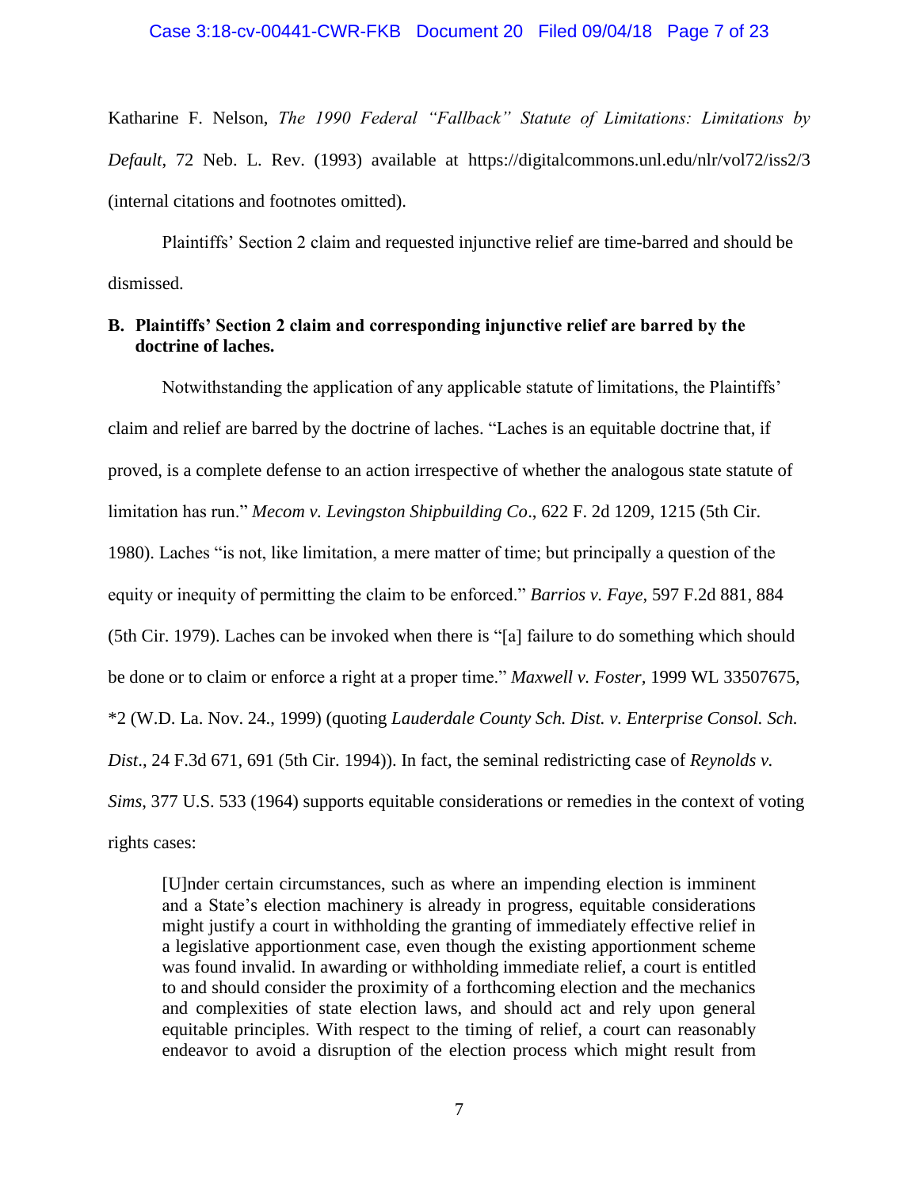Katharine F. Nelson, *The 1990 Federal "Fallback" Statute of Limitations: Limitations by Default*, 72 Neb. L. Rev. (1993) available at https://digitalcommons.unl.edu/nlr/vol72/iss2/3 (internal citations and footnotes omitted).

Plaintiffs' Section 2 claim and requested injunctive relief are time-barred and should be dismissed.

**B. Plaintiffs' Section 2 claim and corresponding injunctive relief are barred by the doctrine of laches.**

Notwithstanding the application of any applicable statute of limitations, the Plaintiffs' claim and relief are barred by the doctrine of laches. "Laches is an equitable doctrine that, if proved, is a complete defense to an action irrespective of whether the analogous state statute of limitation has run." *Mecom v. Levingston Shipbuilding Co*., 622 F. 2d 1209, 1215 (5th Cir. 1980). Laches "is not, like limitation, a mere matter of time; but principally a question of the equity or inequity of permitting the claim to be enforced." *Barrios v. Faye*, 597 F.2d 881, 884 (5th Cir. 1979). Laches can be invoked when there is "[a] failure to do something which should be done or to claim or enforce a right at a proper time." *Maxwell v. Foster*, 1999 WL 33507675, *2 (W.D. La. Nov. 24., 1999) (quoting *Lauderdale County Sch. Dist. v. Enterprise Consol. Sch. Dist*., 24 F.3d 671, 691 (5th Cir. 1994)). In fact, the seminal redistricting case of *Reynolds v. Sims*, 377 U.S. 533 (1964) supports equitable considerations or remedies in the context of voting rights cases:

> [U]nder certain circumstances, such as where an impending election is imminent and a State's election machinery is already in progress, equitable considerations might justify a court in withholding the granting of immediately effective relief in a legislative apportionment case, even though the existing apportionment scheme was found invalid. In awarding or withholding immediate relief, a court is entitled to and should consider the proximity of a forthcoming election and the mechanics and complexities of state election laws, and should act and rely upon general equitable principles. With respect to the timing of relief, a court can reasonably endeavor to avoid a disruption of the election process which might result from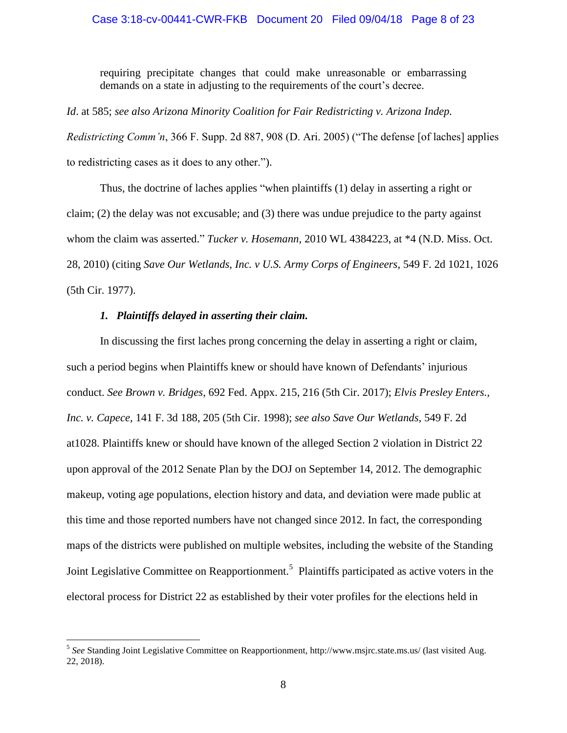> requiring precipitate changes that could make unreasonable or embarrassing demands on a state in adjusting to the requirements of the court's decree.

*Id*. at 585; *see also Arizona Minority Coalition for Fair Redistricting v. Arizona Indep. Redistricting Comm'n*, 366 F. Supp. 2d 887, 908 (D. Ari. 2005) ("The defense [of laches] applies to redistricting cases as it does to any other.").

Thus, the doctrine of laches applies "when plaintiffs (1) delay in asserting a right or claim; (2) the delay was not excusable; and (3) there was undue prejudice to the party against whom the claim was asserted." *Tucker v. Hosemann*, 2010 WL 4384223, at *4 (N.D. Miss. Oct. 28, 2010) (citing *Save Our Wetlands, Inc. v U.S. Army Corps of Engineers*, 549 F. 2d 1021, 1026 (5th Cir. 1977).

***1. Plaintiffs delayed in asserting their claim.***

In discussing the first laches prong concerning the delay in asserting a right or claim, such a period begins when Plaintiffs knew or should have known of Defendants' injurious conduct. *See Brown v. Bridges*, 692 Fed. Appx. 215, 216 (5th Cir. 2017); *Elvis Presley Enters., Inc. v. Capece*, 141 F. 3d 188, 205 (5th Cir. 1998); *see also Save Our Wetlands*, 549 F. 2d at1028. Plaintiffs knew or should have known of the alleged Section 2 violation in District 22 upon approval of the 2012 Senate Plan by the DOJ on September 14, 2012. The demographic makeup, voting age populations, election history and data, and deviation were made public at this time and those reported numbers have not changed since 2012. In fact, the corresponding maps of the districts were published on multiple websites, including the website of the Standing Joint Legislative Committee on Reapportionment.[5] Plaintiffs participated as active voters in the electoral process for District 22 as established by their voter profiles for the elections held in

---

[5] *See* Standing Joint Legislative Committee on Reapportionment, http://www.msjrc.state.ms.us/ (last visited Aug. 22, 2018).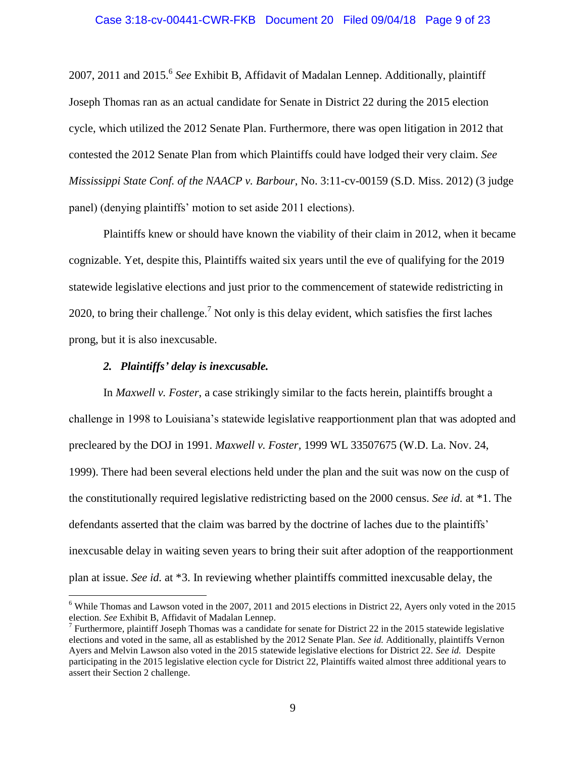2007, 2011 and 2015.[6] *See* Exhibit B, Affidavit of Madalan Lennep. Additionally, plaintiff Joseph Thomas ran as an actual candidate for Senate in District 22 during the 2015 election cycle, which utilized the 2012 Senate Plan. Furthermore, there was open litigation in 2012 that contested the 2012 Senate Plan from which Plaintiffs could have lodged their very claim. *See Mississippi State Conf. of the NAACP v. Barbour*, No. 3:11-cv-00159 (S.D. Miss. 2012) (3 judge panel) (denying plaintiffs' motion to set aside 2011 elections).

Plaintiffs knew or should have known the viability of their claim in 2012, when it became cognizable. Yet, despite this, Plaintiffs waited six years until the eve of qualifying for the 2019 statewide legislative elections and just prior to the commencement of statewide redistricting in 2020, to bring their challenge.[7] Not only is this delay evident, which satisfies the first laches prong, but it is also inexcusable.

### *2. Plaintiffs' delay is inexcusable.*

In *Maxwell v. Foster*, a case strikingly similar to the facts herein, plaintiffs brought a challenge in 1998 to Louisiana's statewide legislative reapportionment plan that was adopted and precleared by the DOJ in 1991. *Maxwell v. Foster*, 1999 WL 33507675 (W.D. La. Nov. 24, 1999). There had been several elections held under the plan and the suit was now on the cusp of the constitutionally required legislative redistricting based on the 2000 census. *See id.* at \*1. The defendants asserted that the claim was barred by the doctrine of laches due to the plaintiffs' inexcusable delay in waiting seven years to bring their suit after adoption of the reapportionment plan at issue. *See id.* at \*3. In reviewing whether plaintiffs committed inexcusable delay, the

---

[6] While Thomas and Lawson voted in the 2007, 2011 and 2015 elections in District 22, Ayers only voted in the 2015 election. *See* Exhibit B, Affidavit of Madalan Lennep.

[7] Furthermore, plaintiff Joseph Thomas was a candidate for senate for District 22 in the 2015 statewide legislative elections and voted in the same, all as established by the 2012 Senate Plan. *See id.* Additionally, plaintiffs Vernon Ayers and Melvin Lawson also voted in the 2015 statewide legislative elections for District 22. *See id.* Despite participating in the 2015 legislative election cycle for District 22, Plaintiffs waited almost three additional years to assert their Section 2 challenge.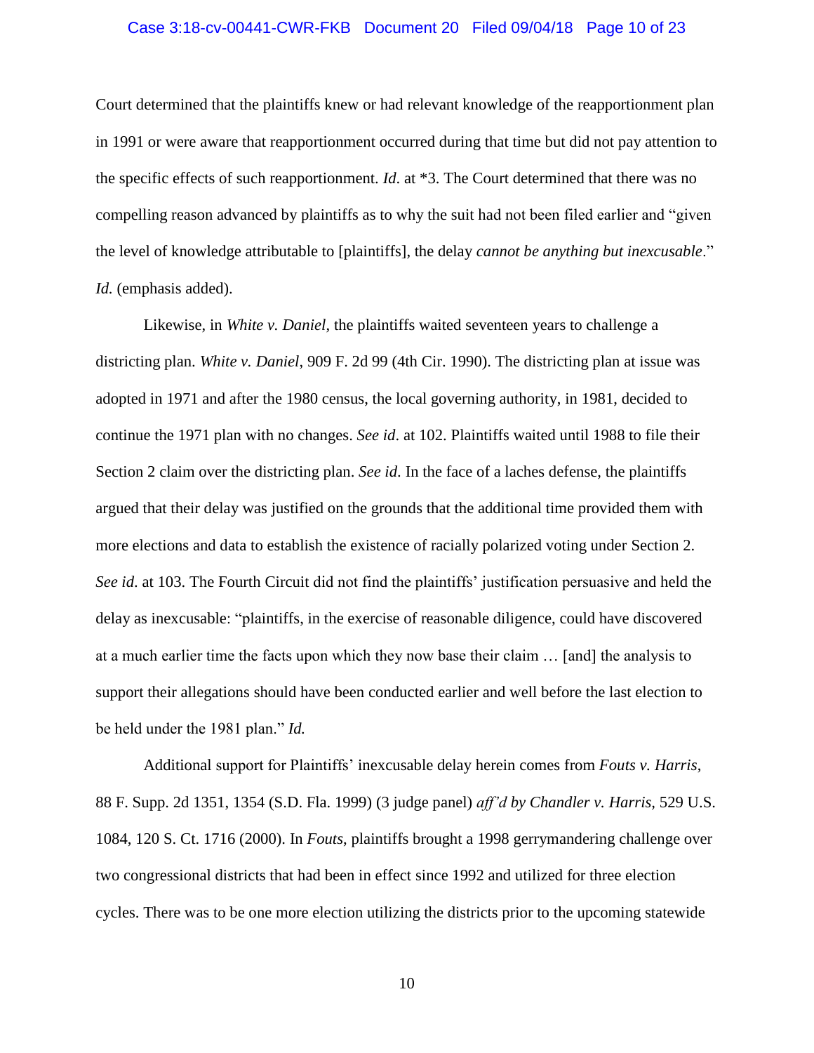Court determined that the plaintiffs knew or had relevant knowledge of the reapportionment plan in 1991 or were aware that reapportionment occurred during that time but did not pay attention to the specific effects of such reapportionment. *Id*. at *3. The Court determined that there was no compelling reason advanced by plaintiffs as to why the suit had not been filed earlier and "given the level of knowledge attributable to [plaintiffs], the delay *cannot be anything but inexcusable*." *Id.* (emphasis added).

Likewise, in *White v. Daniel*, the plaintiffs waited seventeen years to challenge a districting plan. *White v. Daniel*, 909 F. 2d 99 (4th Cir. 1990). The districting plan at issue was adopted in 1971 and after the 1980 census, the local governing authority, in 1981, decided to continue the 1971 plan with no changes. *See id*. at 102. Plaintiffs waited until 1988 to file their Section 2 claim over the districting plan. *See id*. In the face of a laches defense, the plaintiffs argued that their delay was justified on the grounds that the additional time provided them with more elections and data to establish the existence of racially polarized voting under Section 2. *See id*. at 103. The Fourth Circuit did not find the plaintiffs' justification persuasive and held the delay as inexcusable: "plaintiffs, in the exercise of reasonable diligence, could have discovered at a much earlier time the facts upon which they now base their claim … [and] the analysis to support their allegations should have been conducted earlier and well before the last election to be held under the 1981 plan." *Id.*

Additional support for Plaintiffs' inexcusable delay herein comes from *Fouts v. Harris*, 88 F. Supp. 2d 1351, 1354 (S.D. Fla. 1999) (3 judge panel) *aff'd by Chandler v. Harris*, 529 U.S. 1084, 120 S. Ct. 1716 (2000). In *Fouts*, plaintiffs brought a 1998 gerrymandering challenge over two congressional districts that had been in effect since 1992 and utilized for three election cycles. There was to be one more election utilizing the districts prior to the upcoming statewide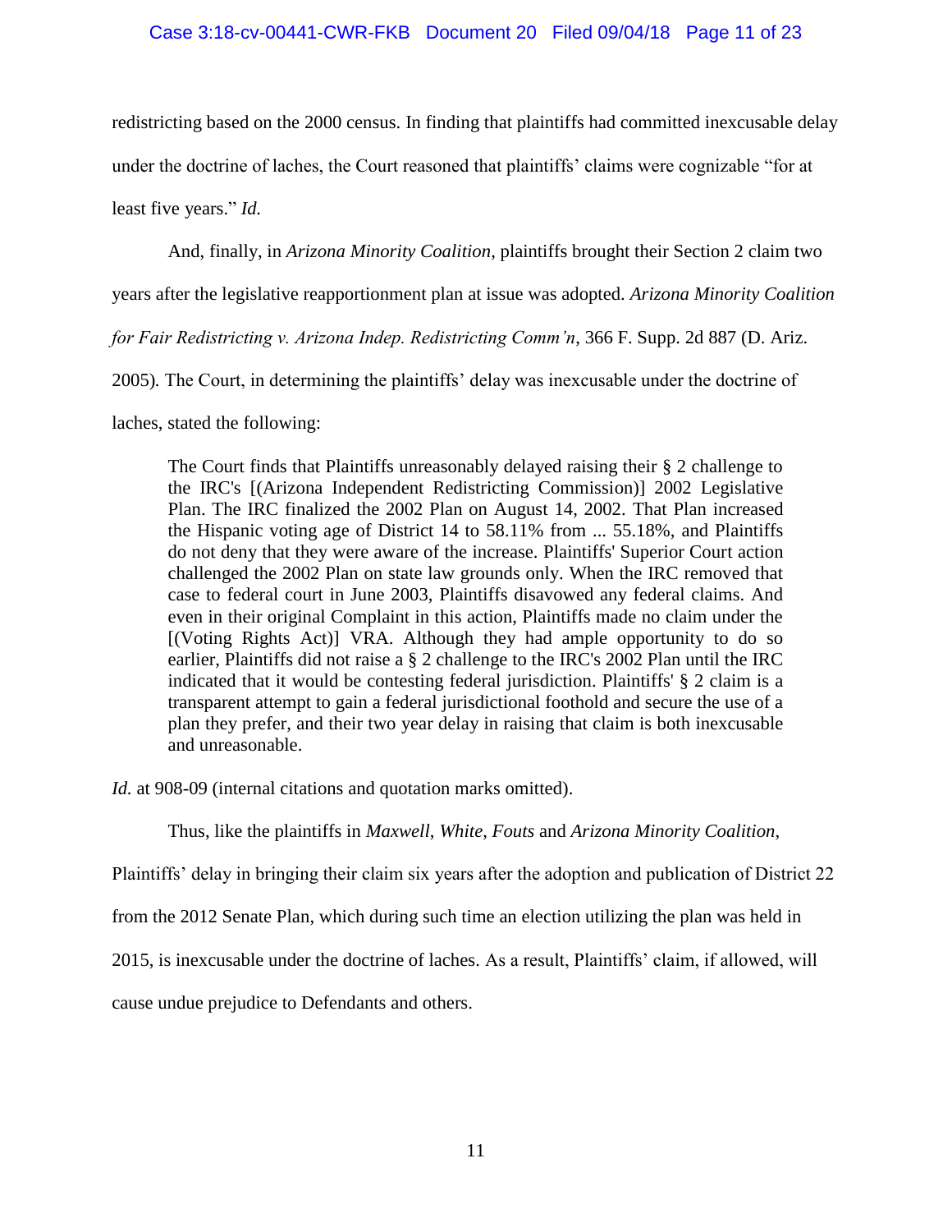redistricting based on the 2000 census. In finding that plaintiffs had committed inexcusable delay under the doctrine of laches, the Court reasoned that plaintiffs' claims were cognizable "for at least five years." *Id.*

And, finally, in *Arizona Minority Coalition*, plaintiffs brought their Section 2 claim two years after the legislative reapportionment plan at issue was adopted. *Arizona Minority Coalition for Fair Redistricting v. Arizona Indep. Redistricting Comm'n*, 366 F. Supp. 2d 887 (D. Ariz. 2005). The Court, in determining the plaintiffs' delay was inexcusable under the doctrine of laches, stated the following:

> The Court finds that Plaintiffs unreasonably delayed raising their § 2 challenge to the IRC's [(Arizona Independent Redistricting Commission)] 2002 Legislative Plan. The IRC finalized the 2002 Plan on August 14, 2002. That Plan increased the Hispanic voting age of District 14 to 58.11% from ... 55.18%, and Plaintiffs do not deny that they were aware of the increase. Plaintiffs' Superior Court action challenged the 2002 Plan on state law grounds only. When the IRC removed that case to federal court in June 2003, Plaintiffs disavowed any federal claims. And even in their original Complaint in this action, Plaintiffs made no claim under the [(Voting Rights Act)] VRA. Although they had ample opportunity to do so earlier, Plaintiffs did not raise a § 2 challenge to the IRC's 2002 Plan until the IRC indicated that it would be contesting federal jurisdiction. Plaintiffs' § 2 claim is a transparent attempt to gain a federal jurisdictional foothold and secure the use of a plan they prefer, and their two year delay in raising that claim is both inexcusable and unreasonable.

*Id.* at 908-09 (internal citations and quotation marks omitted).

Thus, like the plaintiffs in *Maxwell*, *White*, *Fouts* and *Arizona Minority Coalition*, Plaintiffs' delay in bringing their claim six years after the adoption and publication of District 22 from the 2012 Senate Plan, which during such time an election utilizing the plan was held in 2015, is inexcusable under the doctrine of laches. As a result, Plaintiffs' claim, if allowed, will cause undue prejudice to Defendants and others.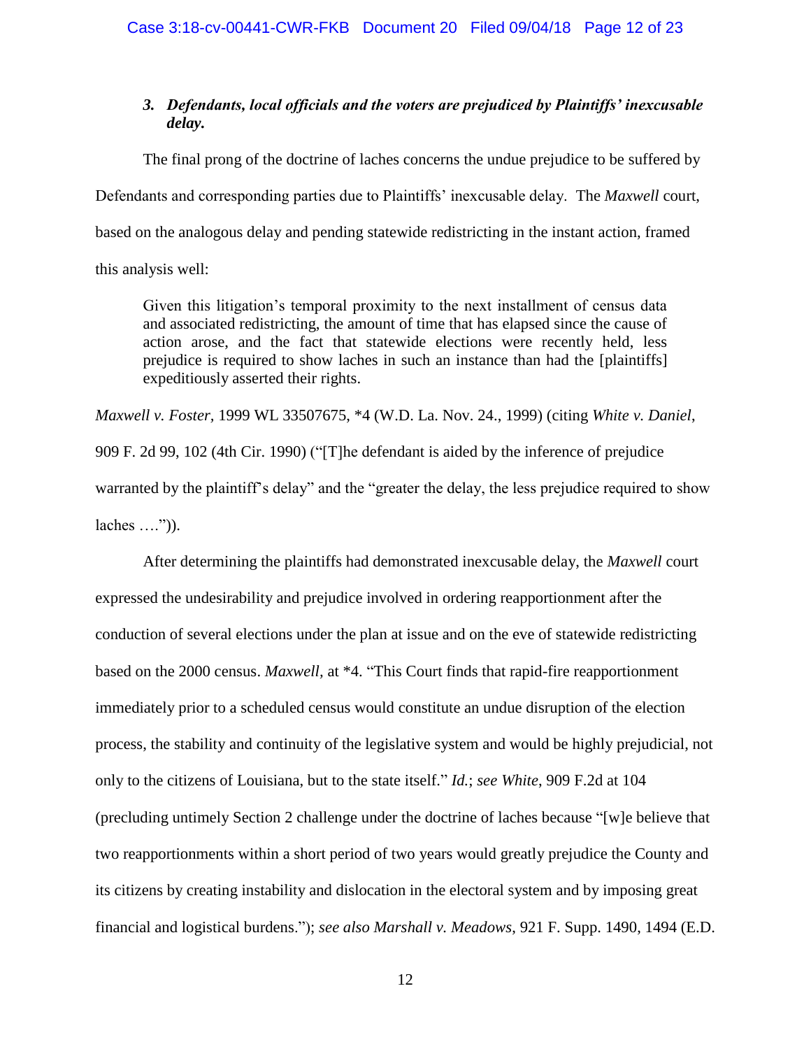### *3. Defendants, local officials and the voters are prejudiced by Plaintiffs' inexcusable delay.*

The final prong of the doctrine of laches concerns the undue prejudice to be suffered by Defendants and corresponding parties due to Plaintiffs' inexcusable delay. The *Maxwell* court, based on the analogous delay and pending statewide redistricting in the instant action, framed this analysis well:

> Given this litigation's temporal proximity to the next installment of census data and associated redistricting, the amount of time that has elapsed since the cause of action arose, and the fact that statewide elections were recently held, less prejudice is required to show laches in such an instance than had the [plaintiffs] expeditiously asserted their rights.

*Maxwell v. Foster*, 1999 WL 33507675, *4 (W.D. La. Nov. 24., 1999) (citing *White v. Daniel*, 909 F. 2d 99, 102 (4th Cir. 1990) ("[T]he defendant is aided by the inference of prejudice warranted by the plaintiff's delay" and the "greater the delay, the less prejudice required to show laches ….")).

After determining the plaintiffs had demonstrated inexcusable delay, the *Maxwell* court expressed the undesirability and prejudice involved in ordering reapportionment after the conduction of several elections under the plan at issue and on the eve of statewide redistricting based on the 2000 census. *Maxwell*, at *4. "This Court finds that rapid-fire reapportionment immediately prior to a scheduled census would constitute an undue disruption of the election process, the stability and continuity of the legislative system and would be highly prejudicial, not only to the citizens of Louisiana, but to the state itself." *Id.*; *see White*, 909 F.2d at 104 (precluding untimely Section 2 challenge under the doctrine of laches because "[w]e believe that two reapportionments within a short period of two years would greatly prejudice the County and its citizens by creating instability and dislocation in the electoral system and by imposing great financial and logistical burdens."); *see also Marshall v. Meadows*, 921 F. Supp. 1490, 1494 (E.D.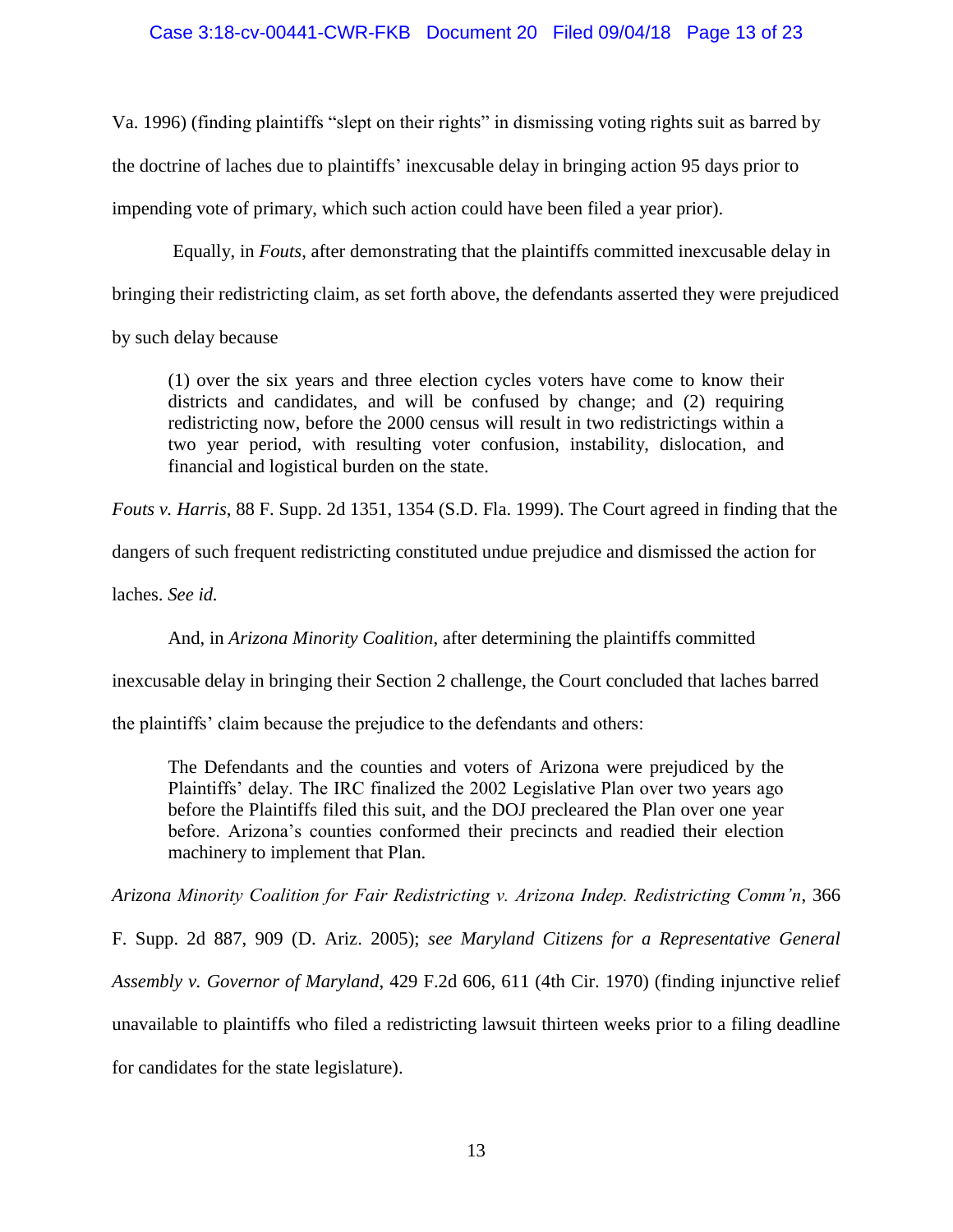Va. 1996) (finding plaintiffs "slept on their rights" in dismissing voting rights suit as barred by the doctrine of laches due to plaintiffs' inexcusable delay in bringing action 95 days prior to impending vote of primary, which such action could have been filed a year prior).

Equally, in *Fouts*, after demonstrating that the plaintiffs committed inexcusable delay in bringing their redistricting claim, as set forth above, the defendants asserted they were prejudiced by such delay because

> (1) over the six years and three election cycles voters have come to know their districts and candidates, and will be confused by change; and (2) requiring redistricting now, before the 2000 census will result in two redistrictings within a two year period, with resulting voter confusion, instability, dislocation, and financial and logistical burden on the state.

*Fouts v. Harris*, 88 F. Supp. 2d 1351, 1354 (S.D. Fla. 1999). The Court agreed in finding that the dangers of such frequent redistricting constituted undue prejudice and dismissed the action for laches. *See id.*

And, in *Arizona Minority Coalition*, after determining the plaintiffs committed inexcusable delay in bringing their Section 2 challenge, the Court concluded that laches barred the plaintiffs' claim because the prejudice to the defendants and others:

> The Defendants and the counties and voters of Arizona were prejudiced by the Plaintiffs' delay. The IRC finalized the 2002 Legislative Plan over two years ago before the Plaintiffs filed this suit, and the DOJ precleared the Plan over one year before. Arizona's counties conformed their precincts and readied their election machinery to implement that Plan.

*Arizona Minority Coalition for Fair Redistricting v. Arizona Indep. Redistricting Comm'n*, 366 F. Supp. 2d 887, 909 (D. Ariz. 2005); *see Maryland Citizens for a Representative General Assembly v. Governor of Maryland*, 429 F.2d 606, 611 (4th Cir. 1970) (finding injunctive relief unavailable to plaintiffs who filed a redistricting lawsuit thirteen weeks prior to a filing deadline for candidates for the state legislature).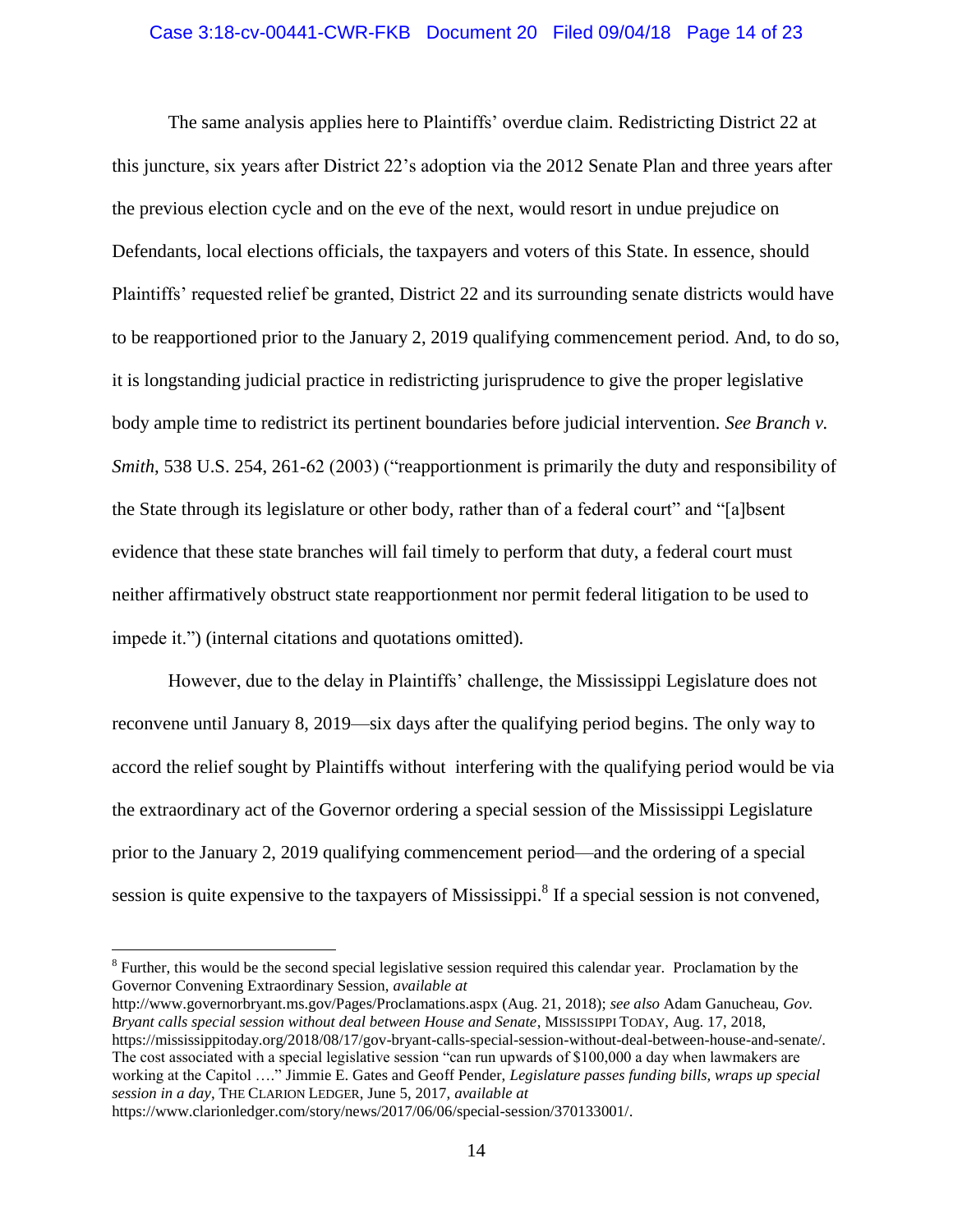The same analysis applies here to Plaintiffs' overdue claim. Redistricting District 22 at this juncture, six years after District 22's adoption via the 2012 Senate Plan and three years after the previous election cycle and on the eve of the next, would resort in undue prejudice on Defendants, local elections officials, the taxpayers and voters of this State. In essence, should Plaintiffs' requested relief be granted, District 22 and its surrounding senate districts would have to be reapportioned prior to the January 2, 2019 qualifying commencement period. And, to do so, it is longstanding judicial practice in redistricting jurisprudence to give the proper legislative body ample time to redistrict its pertinent boundaries before judicial intervention. *See Branch v. Smith*, 538 U.S. 254, 261-62 (2003) ("reapportionment is primarily the duty and responsibility of the State through its legislature or other body, rather than of a federal court" and "[a]bsent evidence that these state branches will fail timely to perform that duty, a federal court must neither affirmatively obstruct state reapportionment nor permit federal litigation to be used to impede it.") (internal citations and quotations omitted).

However, due to the delay in Plaintiffs' challenge, the Mississippi Legislature does not reconvene until January 8, 2019—six days after the qualifying period begins. The only way to accord the relief sought by Plaintiffs without interfering with the qualifying period would be via the extraordinary act of the Governor ordering a special session of the Mississippi Legislature prior to the January 2, 2019 qualifying commencement period—and the ordering of a special session is quite expensive to the taxpayers of Mississippi.[8] If a special session is not convened,

---

[8] Further, this would be the second special legislative session required this calendar year. Proclamation by the Governor Convening Extraordinary Session, *available at* http://www.governorbryant.ms.gov/Pages/Proclamations.aspx (Aug. 21, 2018); *see also* Adam Ganucheau, *Gov. Bryant calls special session without deal between House and Senate*, MISSISSIPPI TODAY, Aug. 17, 2018, https://mississippitoday.org/2018/08/17/gov-bryant-calls-special-session-without-deal-between-house-and-senate/. The cost associated with a special legislative session "can run upwards of $100,000 a day when lawmakers are working at the Capitol …." Jimmie E. Gates and Geoff Pender, *Legislature passes funding bills, wraps up special session in a day*, THE CLARION LEDGER, June 5, 2017, *available at* https://www.clarionledger.com/story/news/2017/06/06/special-session/370133001/.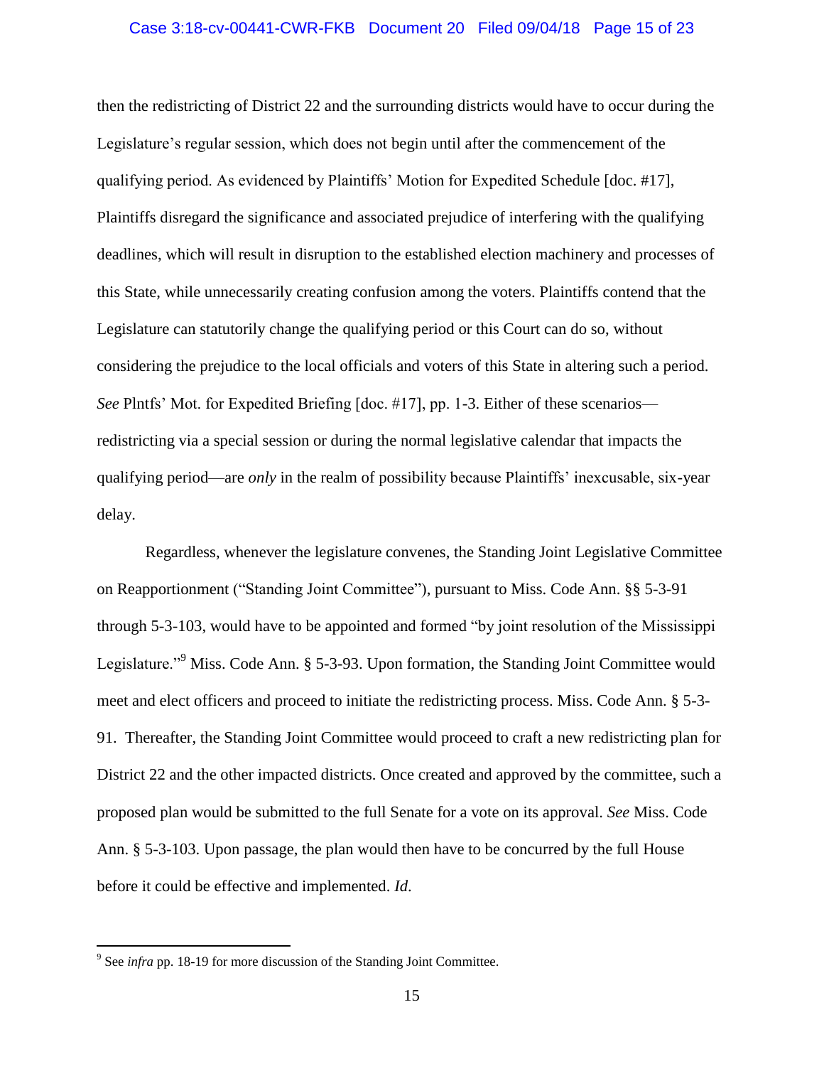then the redistricting of District 22 and the surrounding districts would have to occur during the Legislature's regular session, which does not begin until after the commencement of the qualifying period. As evidenced by Plaintiffs' Motion for Expedited Schedule [doc. #17], Plaintiffs disregard the significance and associated prejudice of interfering with the qualifying deadlines, which will result in disruption to the established election machinery and processes of this State, while unnecessarily creating confusion among the voters. Plaintiffs contend that the Legislature can statutorily change the qualifying period or this Court can do so, without considering the prejudice to the local officials and voters of this State in altering such a period. *See* Plntfs' Mot. for Expedited Briefing [doc. #17], pp. 1-3. Either of these scenarios—redistricting via a special session or during the normal legislative calendar that impacts the qualifying period—are *only* in the realm of possibility because Plaintiffs' inexcusable, six-year delay.

Regardless, whenever the legislature convenes, the Standing Joint Legislative Committee on Reapportionment ("Standing Joint Committee"), pursuant to Miss. Code Ann. §§ 5-3-91 through 5-3-103, would have to be appointed and formed "by joint resolution of the Mississippi Legislature."[9] Miss. Code Ann. § 5-3-93. Upon formation, the Standing Joint Committee would meet and elect officers and proceed to initiate the redistricting process. Miss. Code Ann. § 5-3-91. Thereafter, the Standing Joint Committee would proceed to craft a new redistricting plan for District 22 and the other impacted districts. Once created and approved by the committee, such a proposed plan would be submitted to the full Senate for a vote on its approval. *See* Miss. Code Ann. § 5-3-103. Upon passage, the plan would then have to be concurred by the full House before it could be effective and implemented. *Id.*

[9] See *infra* pp. 18-19 for more discussion of the Standing Joint Committee.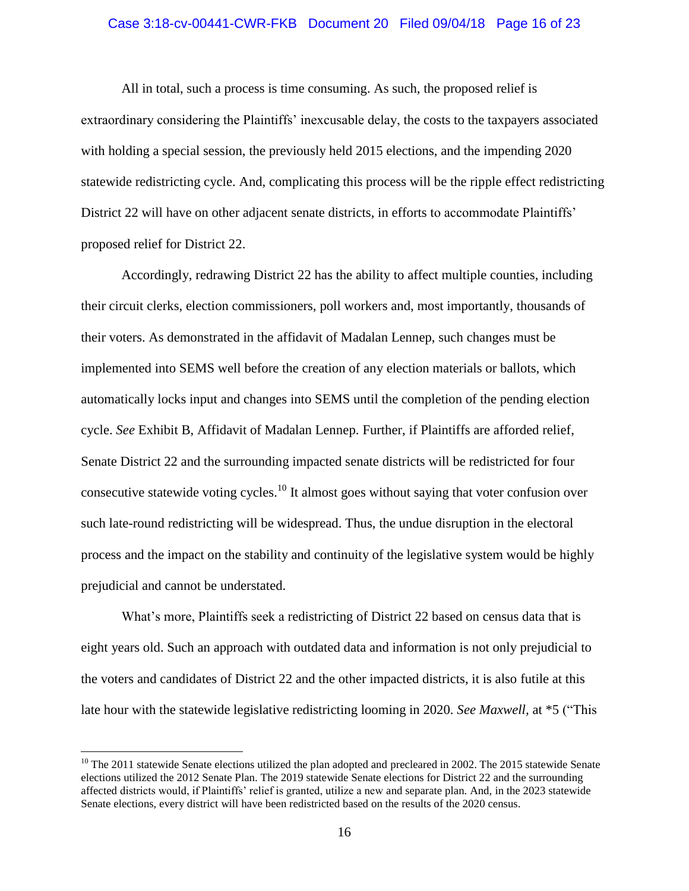All in total, such a process is time consuming. As such, the proposed relief is extraordinary considering the Plaintiffs' inexcusable delay, the costs to the taxpayers associated with holding a special session, the previously held 2015 elections, and the impending 2020 statewide redistricting cycle. And, complicating this process will be the ripple effect redistricting District 22 will have on other adjacent senate districts, in efforts to accommodate Plaintiffs' proposed relief for District 22.

Accordingly, redrawing District 22 has the ability to affect multiple counties, including their circuit clerks, election commissioners, poll workers and, most importantly, thousands of their voters. As demonstrated in the affidavit of Madalan Lennep, such changes must be implemented into SEMS well before the creation of any election materials or ballots, which automatically locks input and changes into SEMS until the completion of the pending election cycle. *See* Exhibit B, Affidavit of Madalan Lennep. Further, if Plaintiffs are afforded relief, Senate District 22 and the surrounding impacted senate districts will be redistricted for four consecutive statewide voting cycles.[10] It almost goes without saying that voter confusion over such late-round redistricting will be widespread. Thus, the undue disruption in the electoral process and the impact on the stability and continuity of the legislative system would be highly prejudicial and cannot be understated.

What's more, Plaintiffs seek a redistricting of District 22 based on census data that is eight years old. Such an approach with outdated data and information is not only prejudicial to the voters and candidates of District 22 and the other impacted districts, it is also futile at this late hour with the statewide legislative redistricting looming in 2020. *See Maxwell,* at *5 ("This

---

[10] The 2011 statewide Senate elections utilized the plan adopted and precleared in 2002. The 2015 statewide Senate elections utilized the 2012 Senate Plan. The 2019 statewide Senate elections for District 22 and the surrounding affected districts would, if Plaintiffs' relief is granted, utilize a new and separate plan. And, in the 2023 statewide Senate elections, every district will have been redistricted based on the results of the 2020 census.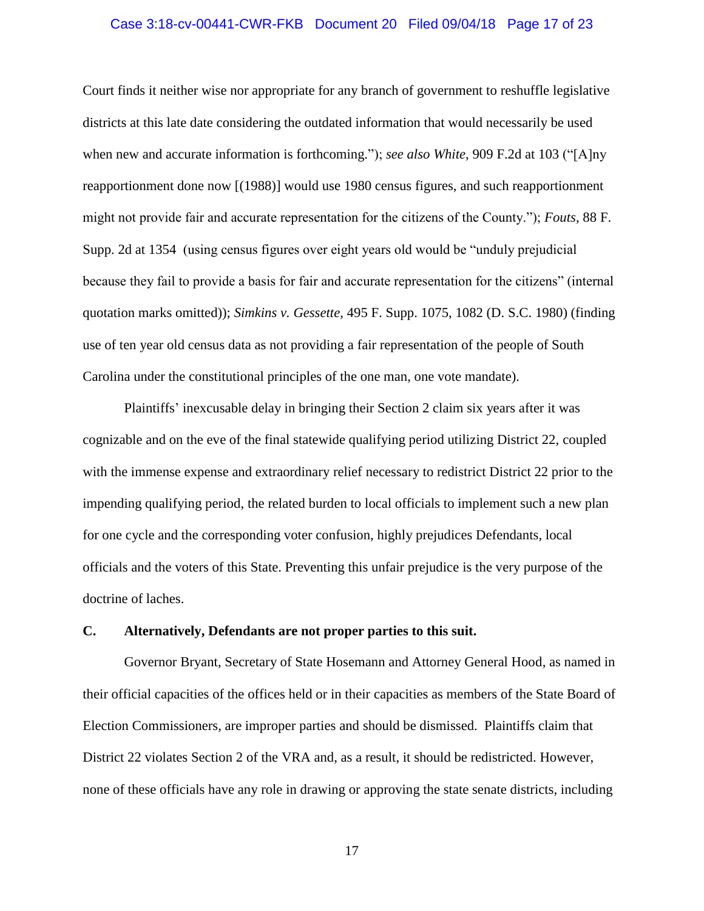Court finds it neither wise nor appropriate for any branch of government to reshuffle legislative districts at this late date considering the outdated information that would necessarily be used when new and accurate information is forthcoming."); *see also White*, 909 F.2d at 103 ("[A]ny reapportionment done now [(1988)] would use 1980 census figures, and such reapportionment might not provide fair and accurate representation for the citizens of the County."); *Fouts*, 88 F. Supp. 2d at 1354 (using census figures over eight years old would be "unduly prejudicial because they fail to provide a basis for fair and accurate representation for the citizens" (internal quotation marks omitted)); *Simkins v. Gessette*, 495 F. Supp. 1075, 1082 (D. S.C. 1980) (finding use of ten year old census data as not providing a fair representation of the people of South Carolina under the constitutional principles of the one man, one vote mandate).

Plaintiffs' inexcusable delay in bringing their Section 2 claim six years after it was cognizable and on the eve of the final statewide qualifying period utilizing District 22, coupled with the immense expense and extraordinary relief necessary to redistrict District 22 prior to the impending qualifying period, the related burden to local officials to implement such a new plan for one cycle and the corresponding voter confusion, highly prejudices Defendants, local officials and the voters of this State. Preventing this unfair prejudice is the very purpose of the doctrine of laches.

**C. Alternatively, Defendants are not proper parties to this suit.**

Governor Bryant, Secretary of State Hosemann and Attorney General Hood, as named in their official capacities of the offices held or in their capacities as members of the State Board of Election Commissioners, are improper parties and should be dismissed. Plaintiffs claim that District 22 violates Section 2 of the VRA and, as a result, it should be redistricted. However, none of these officials have any role in drawing or approving the state senate districts, including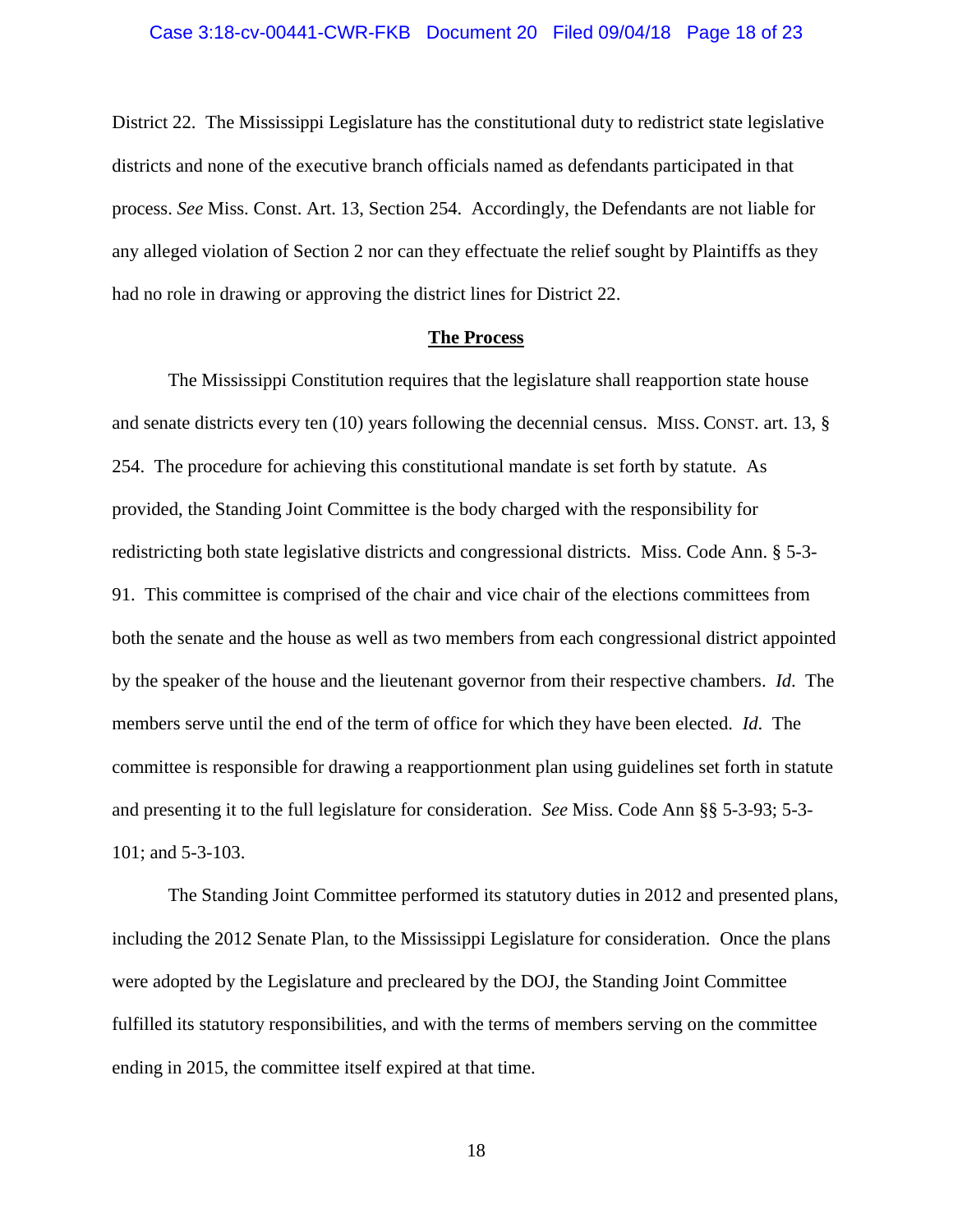District 22. The Mississippi Legislature has the constitutional duty to redistrict state legislative districts and none of the executive branch officials named as defendants participated in that process. *See* Miss. Const. Art. 13, Section 254. Accordingly, the Defendants are not liable for any alleged violation of Section 2 nor can they effectuate the relief sought by Plaintiffs as they had no role in drawing or approving the district lines for District 22.

**The Process**

The Mississippi Constitution requires that the legislature shall reapportion state house and senate districts every ten (10) years following the decennial census. MISS. CONST. art. 13, § 254. The procedure for achieving this constitutional mandate is set forth by statute. As provided, the Standing Joint Committee is the body charged with the responsibility for redistricting both state legislative districts and congressional districts. Miss. Code Ann. § 5-3-91. This committee is comprised of the chair and vice chair of the elections committees from both the senate and the house as well as two members from each congressional district appointed by the speaker of the house and the lieutenant governor from their respective chambers. *Id*. The members serve until the end of the term of office for which they have been elected. *Id*. The committee is responsible for drawing a reapportionment plan using guidelines set forth in statute and presenting it to the full legislature for consideration. *See* Miss. Code Ann §§ 5-3-93; 5-3-101; and 5-3-103.

The Standing Joint Committee performed its statutory duties in 2012 and presented plans, including the 2012 Senate Plan, to the Mississippi Legislature for consideration. Once the plans were adopted by the Legislature and precleared by the DOJ, the Standing Joint Committee fulfilled its statutory responsibilities, and with the terms of members serving on the committee ending in 2015, the committee itself expired at that time.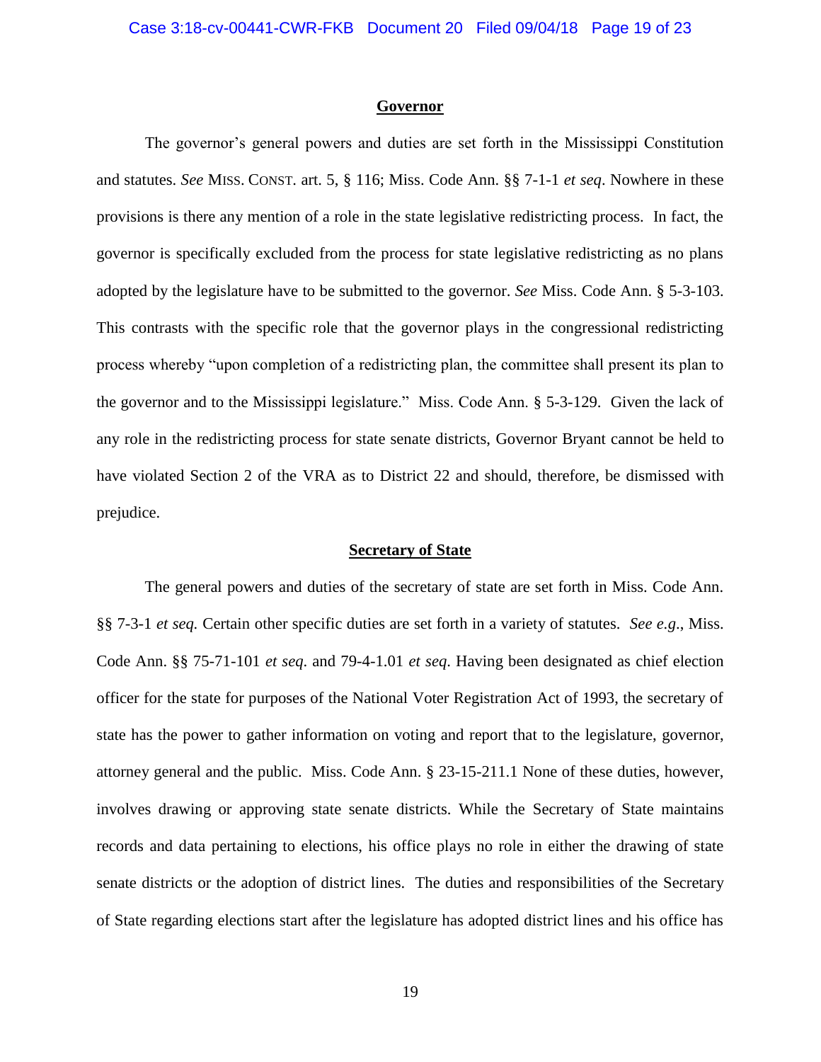**Governor**

The governor's general powers and duties are set forth in the Mississippi Constitution and statutes. *See* MISS. CONST. art. 5, § 116; Miss. Code Ann. §§ 7-1-1 *et seq*. Nowhere in these provisions is there any mention of a role in the state legislative redistricting process. In fact, the governor is specifically excluded from the process for state legislative redistricting as no plans adopted by the legislature have to be submitted to the governor. *See* Miss. Code Ann. § 5-3-103. This contrasts with the specific role that the governor plays in the congressional redistricting process whereby "upon completion of a redistricting plan, the committee shall present its plan to the governor and to the Mississippi legislature." Miss. Code Ann. § 5-3-129. Given the lack of any role in the redistricting process for state senate districts, Governor Bryant cannot be held to have violated Section 2 of the VRA as to District 22 and should, therefore, be dismissed with prejudice.

**Secretary of State**

The general powers and duties of the secretary of state are set forth in Miss. Code Ann. §§ 7-3-1 *et seq.* Certain other specific duties are set forth in a variety of statutes. *See e.g.*, Miss. Code Ann. §§ 75-71-101 *et seq*. and 79-4-1.01 *et seq*. Having been designated as chief election officer for the state for purposes of the National Voter Registration Act of 1993, the secretary of state has the power to gather information on voting and report that to the legislature, governor, attorney general and the public. Miss. Code Ann. § 23-15-211.1 None of these duties, however, involves drawing or approving state senate districts. While the Secretary of State maintains records and data pertaining to elections, his office plays no role in either the drawing of state senate districts or the adoption of district lines. The duties and responsibilities of the Secretary of State regarding elections start after the legislature has adopted district lines and his office has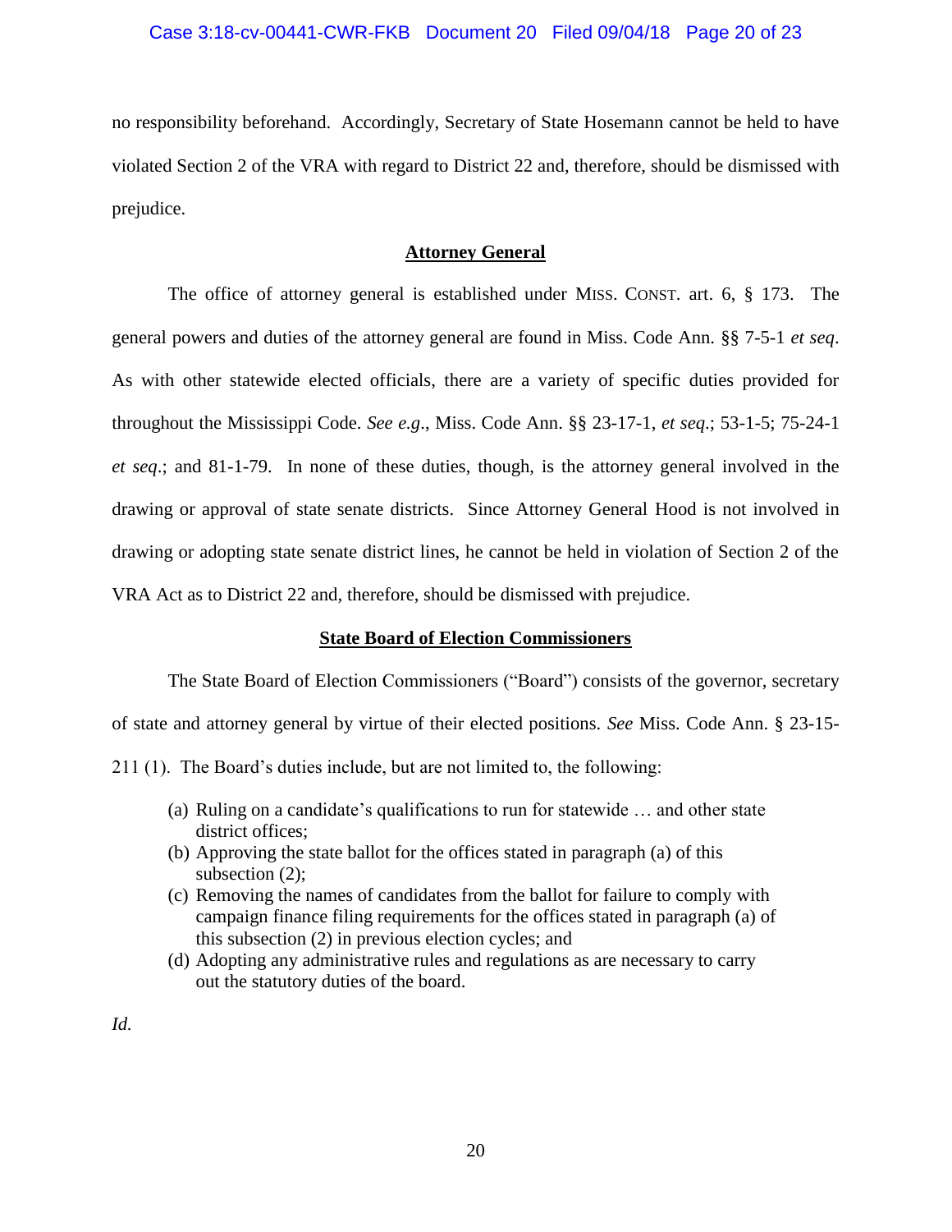no responsibility beforehand. Accordingly, Secretary of State Hosemann cannot be held to have violated Section 2 of the VRA with regard to District 22 and, therefore, should be dismissed with prejudice.

**Attorney General**

The office of attorney general is established under MISS. CONST. art. 6, § 173. The general powers and duties of the attorney general are found in Miss. Code Ann. §§ 7-5-1 *et seq*. As with other statewide elected officials, there are a variety of specific duties provided for throughout the Mississippi Code. *See e.g*., Miss. Code Ann. §§ 23-17-1, *et seq*.; 53-1-5; 75-24-1 *et seq*.; and 81-1-79. In none of these duties, though, is the attorney general involved in the drawing or approval of state senate districts. Since Attorney General Hood is not involved in drawing or adopting state senate district lines, he cannot be held in violation of Section 2 of the VRA Act as to District 22 and, therefore, should be dismissed with prejudice.

**State Board of Election Commissioners**

The State Board of Election Commissioners ("Board") consists of the governor, secretary of state and attorney general by virtue of their elected positions. *See* Miss. Code Ann. § 23-15-211 (1). The Board's duties include, but are not limited to, the following:

> (a) Ruling on a candidate's qualifications to run for statewide … and other state district offices;
> (b) Approving the state ballot for the offices stated in paragraph (a) of this subsection (2);
> (c) Removing the names of candidates from the ballot for failure to comply with campaign finance filing requirements for the offices stated in paragraph (a) of this subsection (2) in previous election cycles; and
> (d) Adopting any administrative rules and regulations as are necessary to carry out the statutory duties of the board.

*Id.*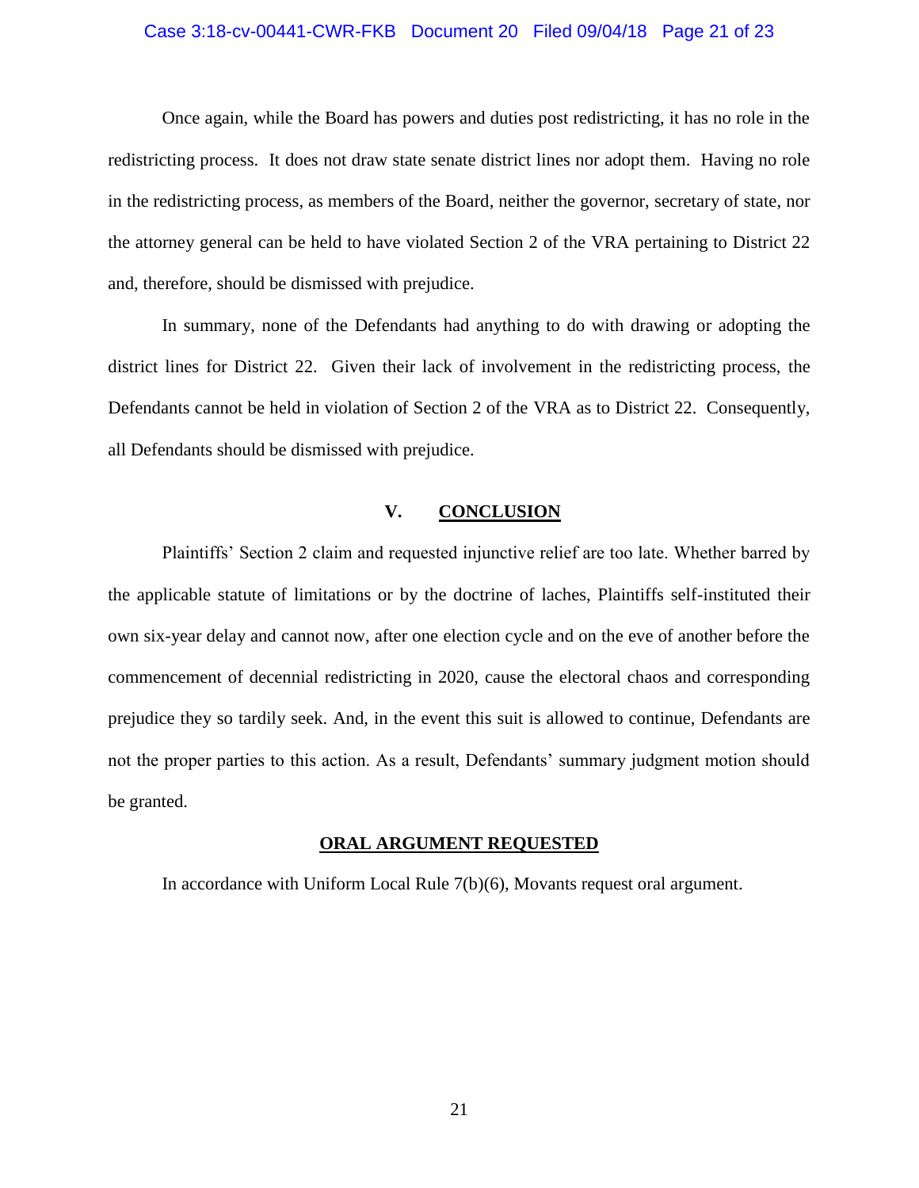Once again, while the Board has powers and duties post redistricting, it has no role in the redistricting process. It does not draw state senate district lines nor adopt them. Having no role in the redistricting process, as members of the Board, neither the governor, secretary of state, nor the attorney general can be held to have violated Section 2 of the VRA pertaining to District 22 and, therefore, should be dismissed with prejudice.

In summary, none of the Defendants had anything to do with drawing or adopting the district lines for District 22. Given their lack of involvement in the redistricting process, the Defendants cannot be held in violation of Section 2 of the VRA as to District 22. Consequently, all Defendants should be dismissed with prejudice.

## V. **CONCLUSION**

Plaintiffs' Section 2 claim and requested injunctive relief are too late. Whether barred by the applicable statute of limitations or by the doctrine of laches, Plaintiffs self-instituted their own six-year delay and cannot now, after one election cycle and on the eve of another before the commencement of decennial redistricting in 2020, cause the electoral chaos and corresponding prejudice they so tardily seek. And, in the event this suit is allowed to continue, Defendants are not the proper parties to this action. As a result, Defendants' summary judgment motion should be granted.

**ORAL ARGUMENT REQUESTED**

In accordance with Uniform Local Rule 7(b)(6), Movants request oral argument.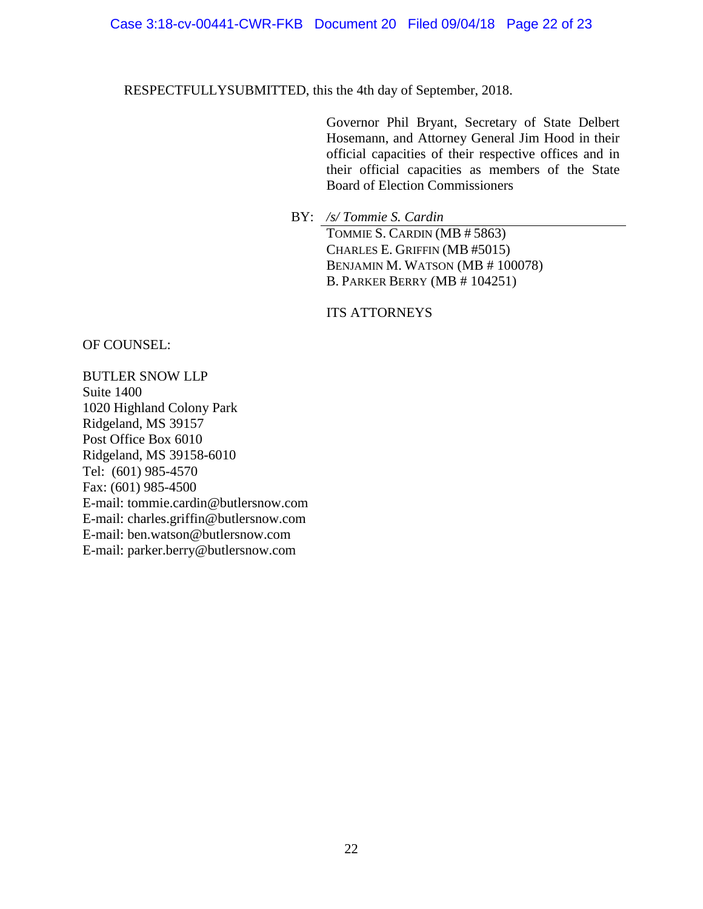RESPECTFULLYSUBMITTED, this the 4th day of September, 2018.

Governor Phil Bryant, Secretary of State Delbert Hosemann, and Attorney General Jim Hood in their official capacities of their respective offices and in their official capacities as members of the State Board of Election Commissioners

BY: */s/ Tommie S. Cardin*

TOMMIE S. CARDIN (MB # 5863)
CHARLES E. GRIFFIN (MB #5015)
BENJAMIN M. WATSON (MB # 100078)
B. PARKER BERRY (MB # 104251)

ITS ATTORNEYS

OF COUNSEL:

BUTLER SNOW LLP
Suite 1400
1020 Highland Colony Park
Ridgeland, MS 39157
Post Office Box 6010
Ridgeland, MS 39158-6010
Tel: (601) 985-4570
Fax: (601) 985-4500
E-mail: tommie.cardin@butlersnow.com
E-mail: charles.griffin@butlersnow.com
E-mail: ben.watson@butlersnow.com
E-mail: parker.berry@butlersnow.com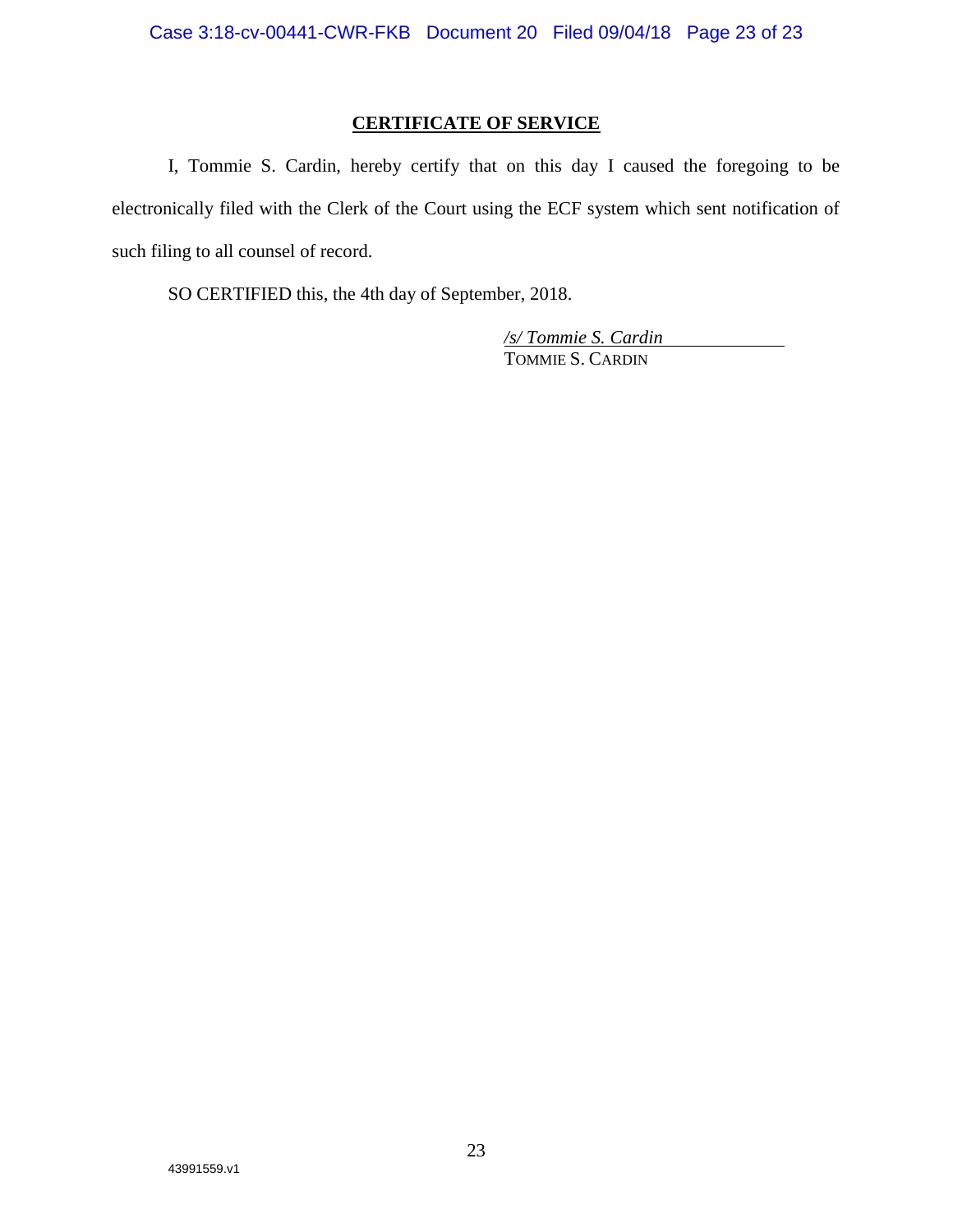## CERTIFICATE OF SERVICE

I, Tommie S. Cardin, hereby certify that on this day I caused the foregoing to be electronically filed with the Clerk of the Court using the ECF system which sent notification of such filing to all counsel of record.

SO CERTIFIED this, the 4th day of September, 2018.

*/s/ Tommie S. Cardin*
TOMMIE S. CARDIN

43991559.v1